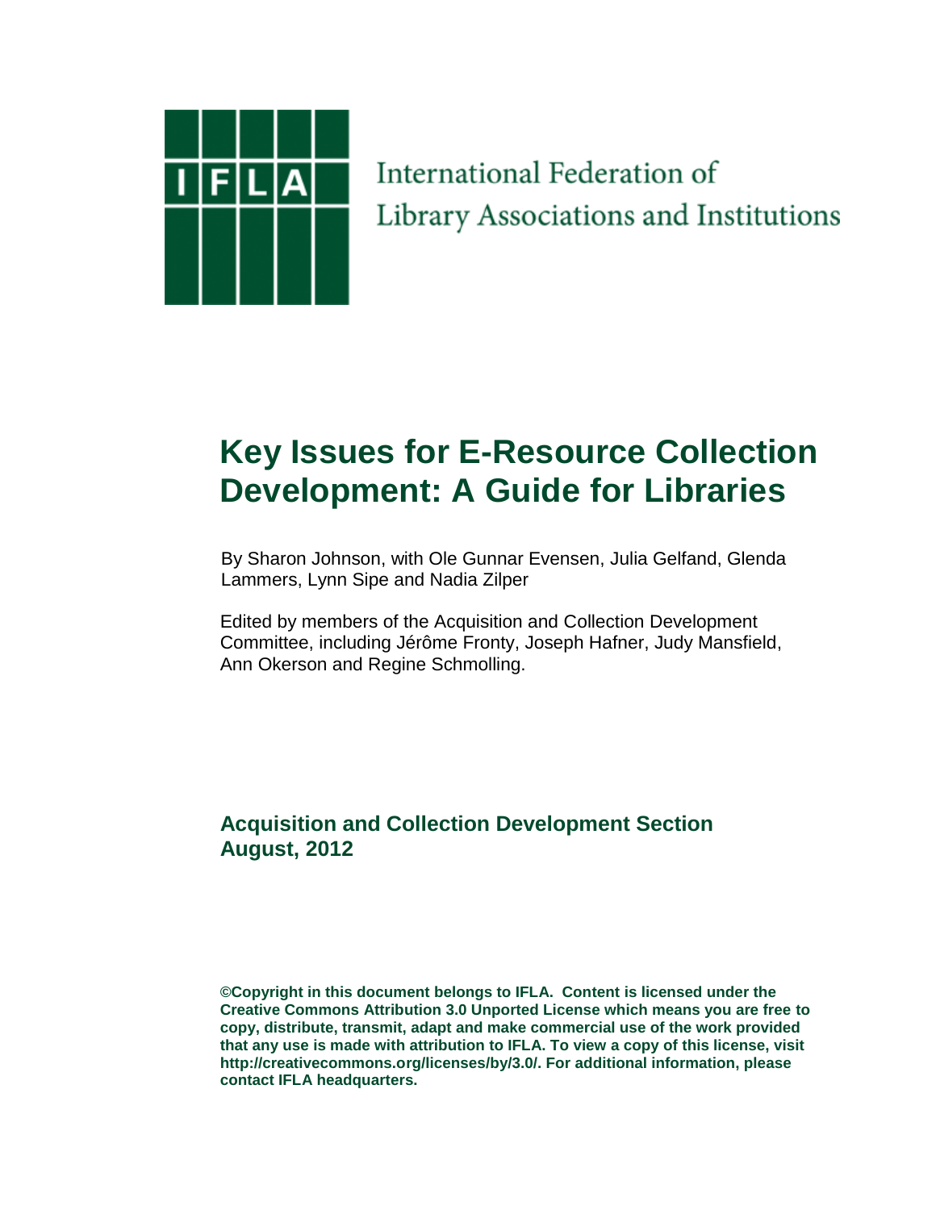IFLA

International Federation of Library Associations and Institutions

# Key Issues for E-Resource Collection Development: A Guide for Libraries

By Sharon Johnson, with Ole Gunnar Evensen, Julia Gelfand, Glenda Lammers, Lynn Sipe and Nadia Zilper

Edited by members of the Acquisition and Collection Development Committee, including Jérôme Fronty, Joseph Hafner, Judy Mansfield, Ann Okerson and Regine Schmolling.

**Acquisition and Collection Development Section**
**August, 2012**

**©Copyright in this document belongs to IFLA. Content is licensed under the Creative Commons Attribution 3.0 Unported License which means you are free to copy, distribute, transmit, adapt and make commercial use of the work provided that any use is made with attribution to IFLA. To view a copy of this license, visit http://creativecommons.org/licenses/by/3.0/. For additional information, please contact IFLA headquarters.**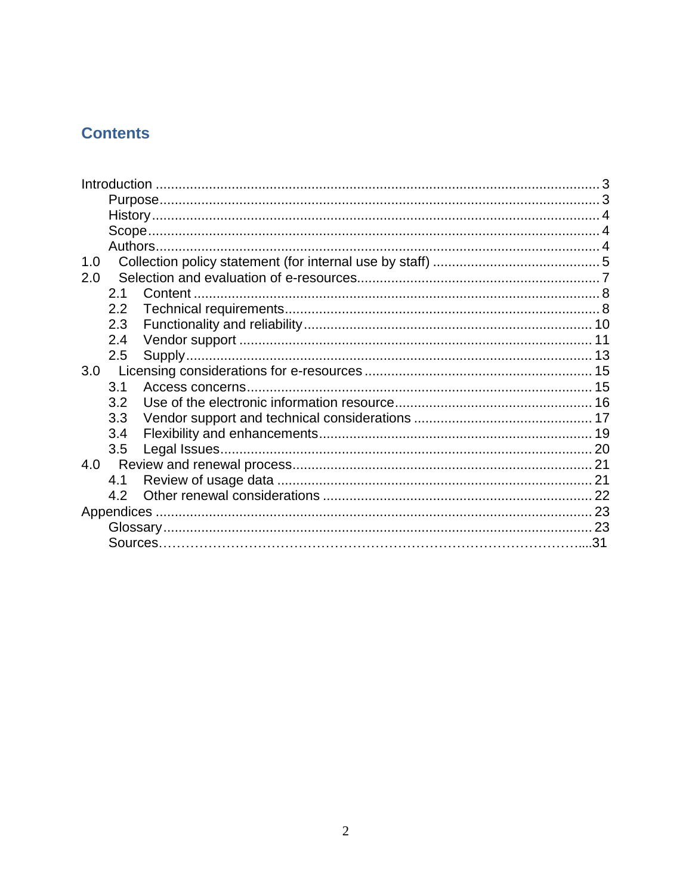## Contents

- Introduction ... 3
  - Purpose ... 3
  - History ... 4
  - Scope ... 4
  - Authors ... 4
- 1.0 Collection policy statement (for internal use by staff) ... 5
- 2.0 Selection and evaluation of e-resources ... 7
  - 2.1 Content ... 8
  - 2.2 Technical requirements ... 8
  - 2.3 Functionality and reliability ... 10
  - 2.4 Vendor support ... 11
  - 2.5 Supply ... 13
- 3.0 Licensing considerations for e-resources ... 15
  - 3.1 Access concerns ... 15
  - 3.2 Use of the electronic information resource ... 16
  - 3.3 Vendor support and technical considerations ... 17
  - 3.4 Flexibility and enhancements ... 19
  - 3.5 Legal Issues ... 20
- 4.0 Review and renewal process ... 21
  - 4.1 Review of usage data ... 21
  - 4.2 Other renewal considerations ... 22
- Appendices ... 23
  - Glossary ... 23
  - Sources ... 31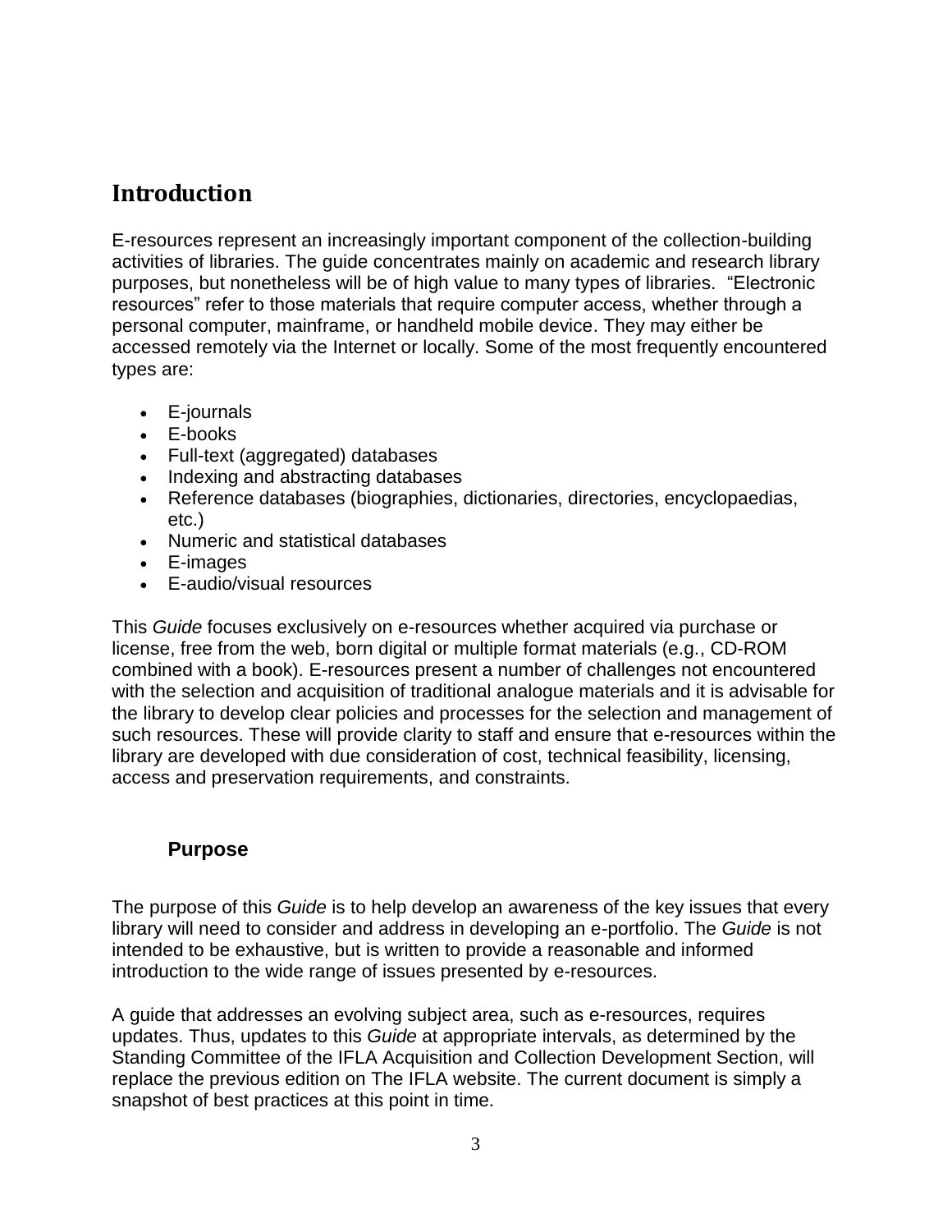## Introduction

E-resources represent an increasingly important component of the collection-building activities of libraries. The guide concentrates mainly on academic and research library purposes, but nonetheless will be of high value to many types of libraries. "Electronic resources" refer to those materials that require computer access, whether through a personal computer, mainframe, or handheld mobile device. They may either be accessed remotely via the Internet or locally. Some of the most frequently encountered types are:

- E-journals
- E-books
- Full-text (aggregated) databases
- Indexing and abstracting databases
- Reference databases (biographies, dictionaries, directories, encyclopaedias, etc.)
- Numeric and statistical databases
- E-images
- E-audio/visual resources

This *Guide* focuses exclusively on e-resources whether acquired via purchase or license, free from the web, born digital or multiple format materials (e.g., CD-ROM combined with a book). E-resources present a number of challenges not encountered with the selection and acquisition of traditional analogue materials and it is advisable for the library to develop clear policies and processes for the selection and management of such resources. These will provide clarity to staff and ensure that e-resources within the library are developed with due consideration of cost, technical feasibility, licensing, access and preservation requirements, and constraints.

### Purpose

The purpose of this *Guide* is to help develop an awareness of the key issues that every library will need to consider and address in developing an e-portfolio. The *Guide* is not intended to be exhaustive, but is written to provide a reasonable and informed introduction to the wide range of issues presented by e-resources.

A guide that addresses an evolving subject area, such as e-resources, requires updates. Thus, updates to this *Guide* at appropriate intervals, as determined by the Standing Committee of the IFLA Acquisition and Collection Development Section, will replace the previous edition on The IFLA website. The current document is simply a snapshot of best practices at this point in time.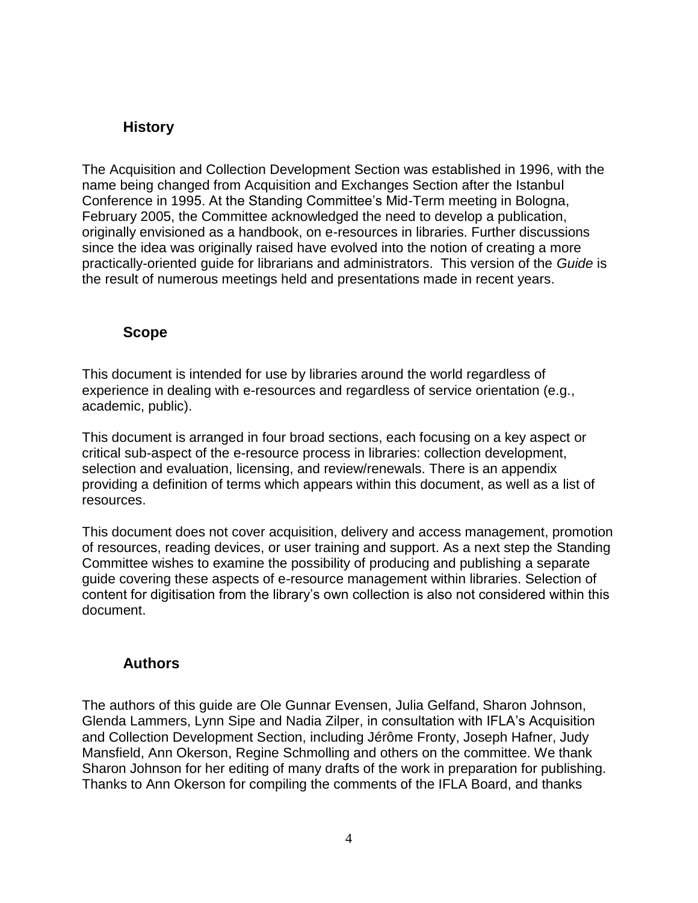## History

The Acquisition and Collection Development Section was established in 1996, with the name being changed from Acquisition and Exchanges Section after the Istanbul Conference in 1995. At the Standing Committee's Mid-Term meeting in Bologna, February 2005, the Committee acknowledged the need to develop a publication, originally envisioned as a handbook, on e-resources in libraries. Further discussions since the idea was originally raised have evolved into the notion of creating a more practically-oriented guide for librarians and administrators. This version of the *Guide* is the result of numerous meetings held and presentations made in recent years.

## Scope

This document is intended for use by libraries around the world regardless of experience in dealing with e-resources and regardless of service orientation (e.g., academic, public).

This document is arranged in four broad sections, each focusing on a key aspect or critical sub-aspect of the e-resource process in libraries: collection development, selection and evaluation, licensing, and review/renewals. There is an appendix providing a definition of terms which appears within this document, as well as a list of resources.

This document does not cover acquisition, delivery and access management, promotion of resources, reading devices, or user training and support. As a next step the Standing Committee wishes to examine the possibility of producing and publishing a separate guide covering these aspects of e-resource management within libraries. Selection of content for digitisation from the library's own collection is also not considered within this document.

## Authors

The authors of this guide are Ole Gunnar Evensen, Julia Gelfand, Sharon Johnson, Glenda Lammers, Lynn Sipe and Nadia Zilper, in consultation with IFLA's Acquisition and Collection Development Section, including Jérôme Fronty, Joseph Hafner, Judy Mansfield, Ann Okerson, Regine Schmolling and others on the committee. We thank Sharon Johnson for her editing of many drafts of the work in preparation for publishing. Thanks to Ann Okerson for compiling the comments of the IFLA Board, and thanks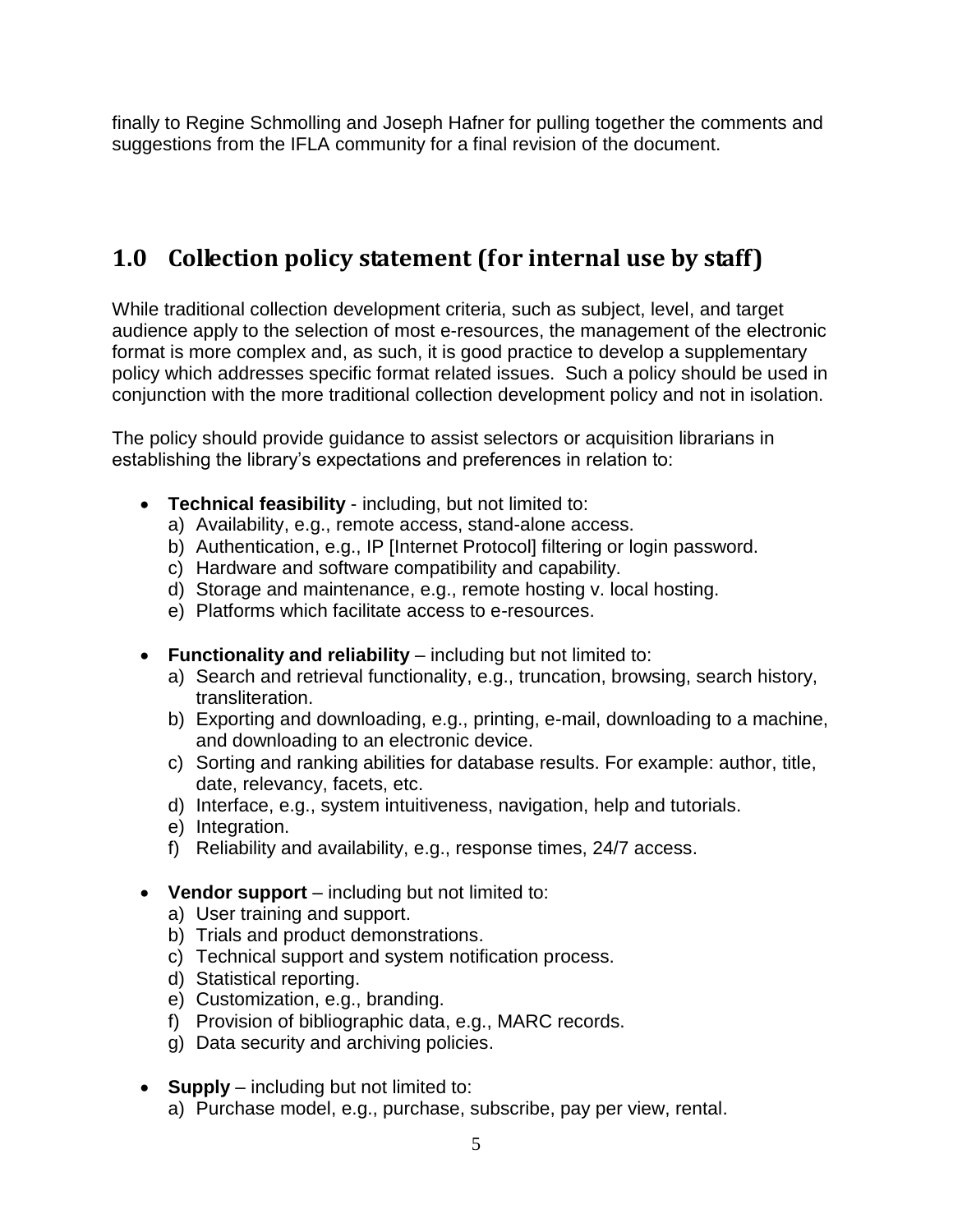finally to Regine Schmolling and Joseph Hafner for pulling together the comments and suggestions from the IFLA community for a final revision of the document.

## 1.0 Collection policy statement (for internal use by staff)

While traditional collection development criteria, such as subject, level, and target audience apply to the selection of most e-resources, the management of the electronic format is more complex and, as such, it is good practice to develop a supplementary policy which addresses specific format related issues. Such a policy should be used in conjunction with the more traditional collection development policy and not in isolation.

The policy should provide guidance to assist selectors or acquisition librarians in establishing the library's expectations and preferences in relation to:

- **Technical feasibility** - including, but not limited to:
  a) Availability, e.g., remote access, stand-alone access.
  b) Authentication, e.g., IP [Internet Protocol] filtering or login password.
  c) Hardware and software compatibility and capability.
  d) Storage and maintenance, e.g., remote hosting v. local hosting.
  e) Platforms which facilitate access to e-resources.

- **Functionality and reliability** – including but not limited to:
  a) Search and retrieval functionality, e.g., truncation, browsing, search history, transliteration.
  b) Exporting and downloading, e.g., printing, e-mail, downloading to a machine, and downloading to an electronic device.
  c) Sorting and ranking abilities for database results. For example: author, title, date, relevancy, facets, etc.
  d) Interface, e.g., system intuitiveness, navigation, help and tutorials.
  e) Integration.
  f) Reliability and availability, e.g., response times, 24/7 access.

- **Vendor support** – including but not limited to:
  a) User training and support.
  b) Trials and product demonstrations.
  c) Technical support and system notification process.
  d) Statistical reporting.
  e) Customization, e.g., branding.
  f) Provision of bibliographic data, e.g., MARC records.
  g) Data security and archiving policies.

- **Supply** – including but not limited to:
  a) Purchase model, e.g., purchase, subscribe, pay per view, rental.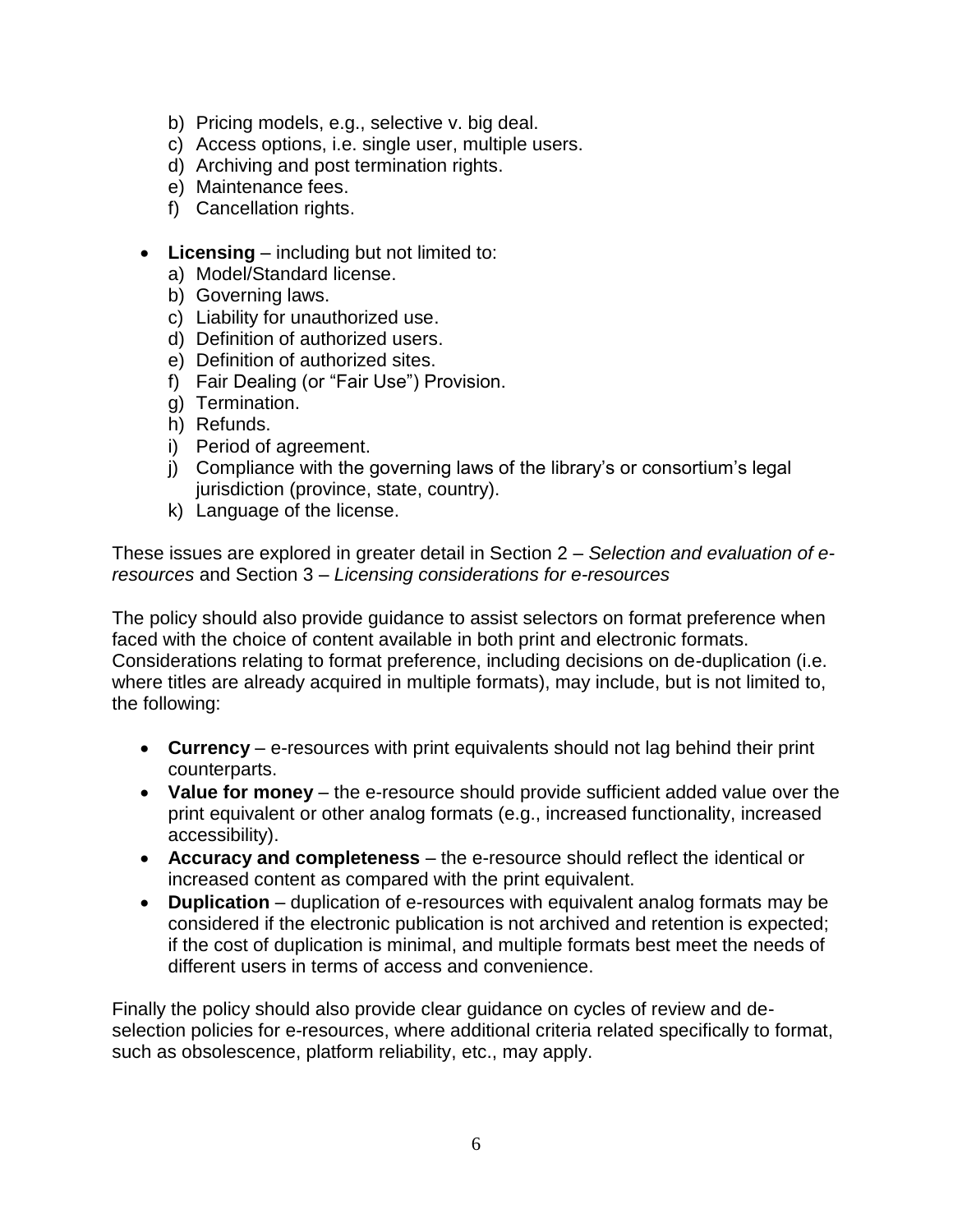b) Pricing models, e.g., selective v. big deal.
c) Access options, i.e. single user, multiple users.
d) Archiving and post termination rights.
e) Maintenance fees.
f) Cancellation rights.

- **Licensing** – including but not limited to:
  a) Model/Standard license.
  b) Governing laws.
  c) Liability for unauthorized use.
  d) Definition of authorized users.
  e) Definition of authorized sites.
  f) Fair Dealing (or "Fair Use") Provision.
  g) Termination.
  h) Refunds.
  i) Period of agreement.
  j) Compliance with the governing laws of the library's or consortium's legal jurisdiction (province, state, country).
  k) Language of the license.

These issues are explored in greater detail in Section 2 – *Selection and evaluation of e-resources* and Section 3 – *Licensing considerations for e-resources*

The policy should also provide guidance to assist selectors on format preference when faced with the choice of content available in both print and electronic formats. Considerations relating to format preference, including decisions on de-duplication (i.e. where titles are already acquired in multiple formats), may include, but is not limited to, the following:

- **Currency** – e-resources with print equivalents should not lag behind their print counterparts.
- **Value for money** – the e-resource should provide sufficient added value over the print equivalent or other analog formats (e.g., increased functionality, increased accessibility).
- **Accuracy and completeness** – the e-resource should reflect the identical or increased content as compared with the print equivalent.
- **Duplication** – duplication of e-resources with equivalent analog formats may be considered if the electronic publication is not archived and retention is expected; if the cost of duplication is minimal, and multiple formats best meet the needs of different users in terms of access and convenience.

Finally the policy should also provide clear guidance on cycles of review and de-selection policies for e-resources, where additional criteria related specifically to format, such as obsolescence, platform reliability, etc., may apply.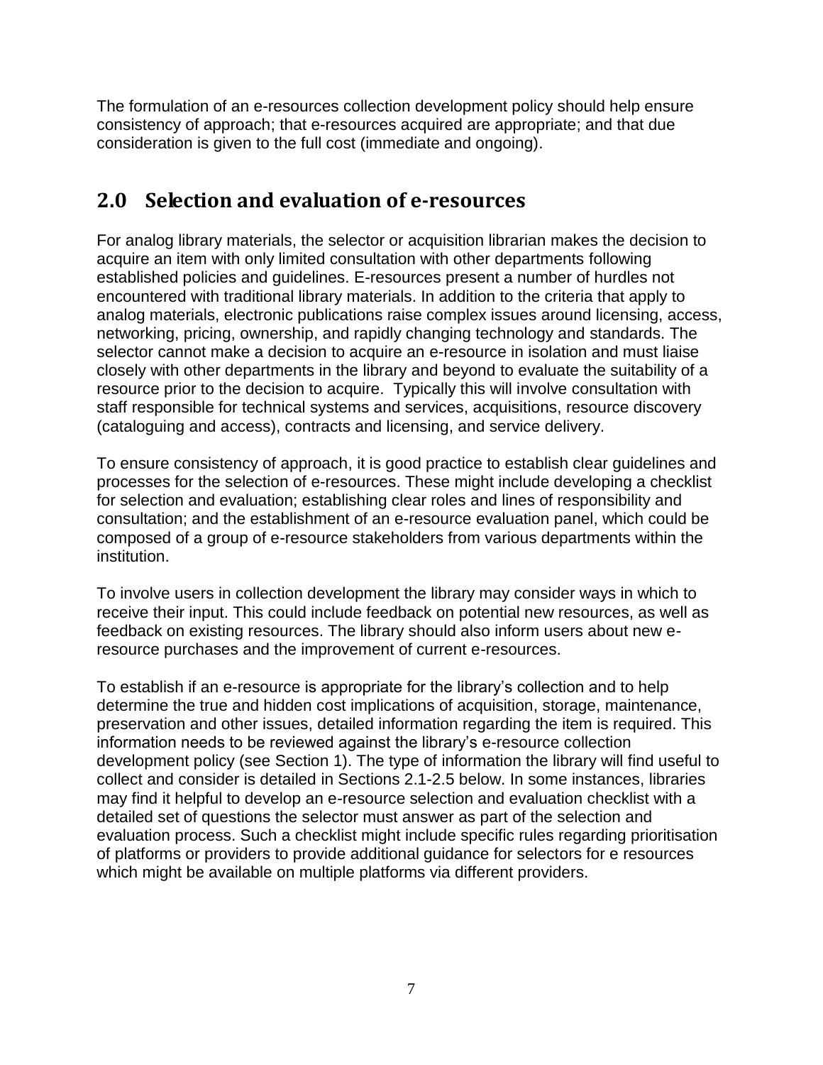The formulation of an e-resources collection development policy should help ensure consistency of approach; that e-resources acquired are appropriate; and that due consideration is given to the full cost (immediate and ongoing).

## 2.0 Selection and evaluation of e-resources

For analog library materials, the selector or acquisition librarian makes the decision to acquire an item with only limited consultation with other departments following established policies and guidelines. E-resources present a number of hurdles not encountered with traditional library materials. In addition to the criteria that apply to analog materials, electronic publications raise complex issues around licensing, access, networking, pricing, ownership, and rapidly changing technology and standards. The selector cannot make a decision to acquire an e-resource in isolation and must liaise closely with other departments in the library and beyond to evaluate the suitability of a resource prior to the decision to acquire. Typically this will involve consultation with staff responsible for technical systems and services, acquisitions, resource discovery (cataloguing and access), contracts and licensing, and service delivery.

To ensure consistency of approach, it is good practice to establish clear guidelines and processes for the selection of e-resources. These might include developing a checklist for selection and evaluation; establishing clear roles and lines of responsibility and consultation; and the establishment of an e-resource evaluation panel, which could be composed of a group of e-resource stakeholders from various departments within the institution.

To involve users in collection development the library may consider ways in which to receive their input. This could include feedback on potential new resources, as well as feedback on existing resources. The library should also inform users about new e-resource purchases and the improvement of current e-resources.

To establish if an e-resource is appropriate for the library's collection and to help determine the true and hidden cost implications of acquisition, storage, maintenance, preservation and other issues, detailed information regarding the item is required. This information needs to be reviewed against the library's e-resource collection development policy (see Section 1). The type of information the library will find useful to collect and consider is detailed in Sections 2.1-2.5 below. In some instances, libraries may find it helpful to develop an e-resource selection and evaluation checklist with a detailed set of questions the selector must answer as part of the selection and evaluation process. Such a checklist might include specific rules regarding prioritisation of platforms or providers to provide additional guidance for selectors for e resources which might be available on multiple platforms via different providers.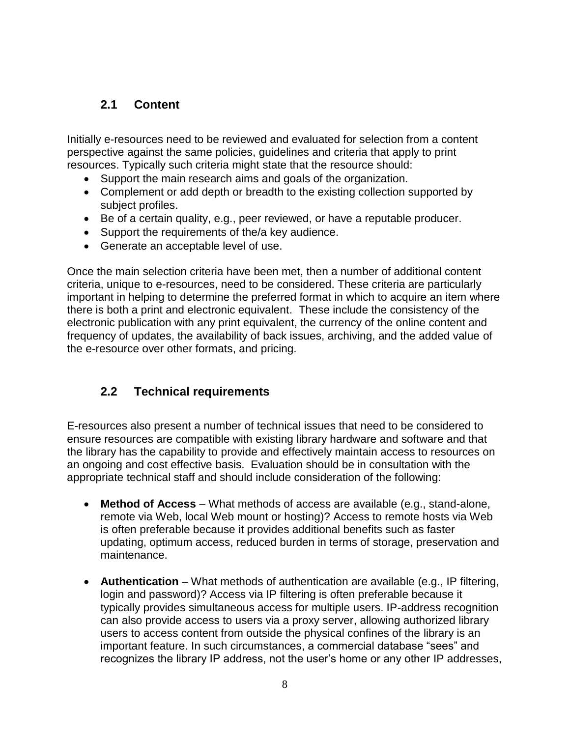## 2.1 Content

Initially e-resources need to be reviewed and evaluated for selection from a content perspective against the same policies, guidelines and criteria that apply to print resources. Typically such criteria might state that the resource should:

- Support the main research aims and goals of the organization.
- Complement or add depth or breadth to the existing collection supported by subject profiles.
- Be of a certain quality, e.g., peer reviewed, or have a reputable producer.
- Support the requirements of the/a key audience.
- Generate an acceptable level of use.

Once the main selection criteria have been met, then a number of additional content criteria, unique to e-resources, need to be considered. These criteria are particularly important in helping to determine the preferred format in which to acquire an item where there is both a print and electronic equivalent. These include the consistency of the electronic publication with any print equivalent, the currency of the online content and frequency of updates, the availability of back issues, archiving, and the added value of the e-resource over other formats, and pricing.

## 2.2 Technical requirements

E-resources also present a number of technical issues that need to be considered to ensure resources are compatible with existing library hardware and software and that the library has the capability to provide and effectively maintain access to resources on an ongoing and cost effective basis. Evaluation should be in consultation with the appropriate technical staff and should include consideration of the following:

- **Method of Access** – What methods of access are available (e.g., stand-alone, remote via Web, local Web mount or hosting)? Access to remote hosts via Web is often preferable because it provides additional benefits such as faster updating, optimum access, reduced burden in terms of storage, preservation and maintenance.

- **Authentication** – What methods of authentication are available (e.g., IP filtering, login and password)? Access via IP filtering is often preferable because it typically provides simultaneous access for multiple users. IP-address recognition can also provide access to users via a proxy server, allowing authorized library users to access content from outside the physical confines of the library is an important feature. In such circumstances, a commercial database "sees" and recognizes the library IP address, not the user's home or any other IP addresses,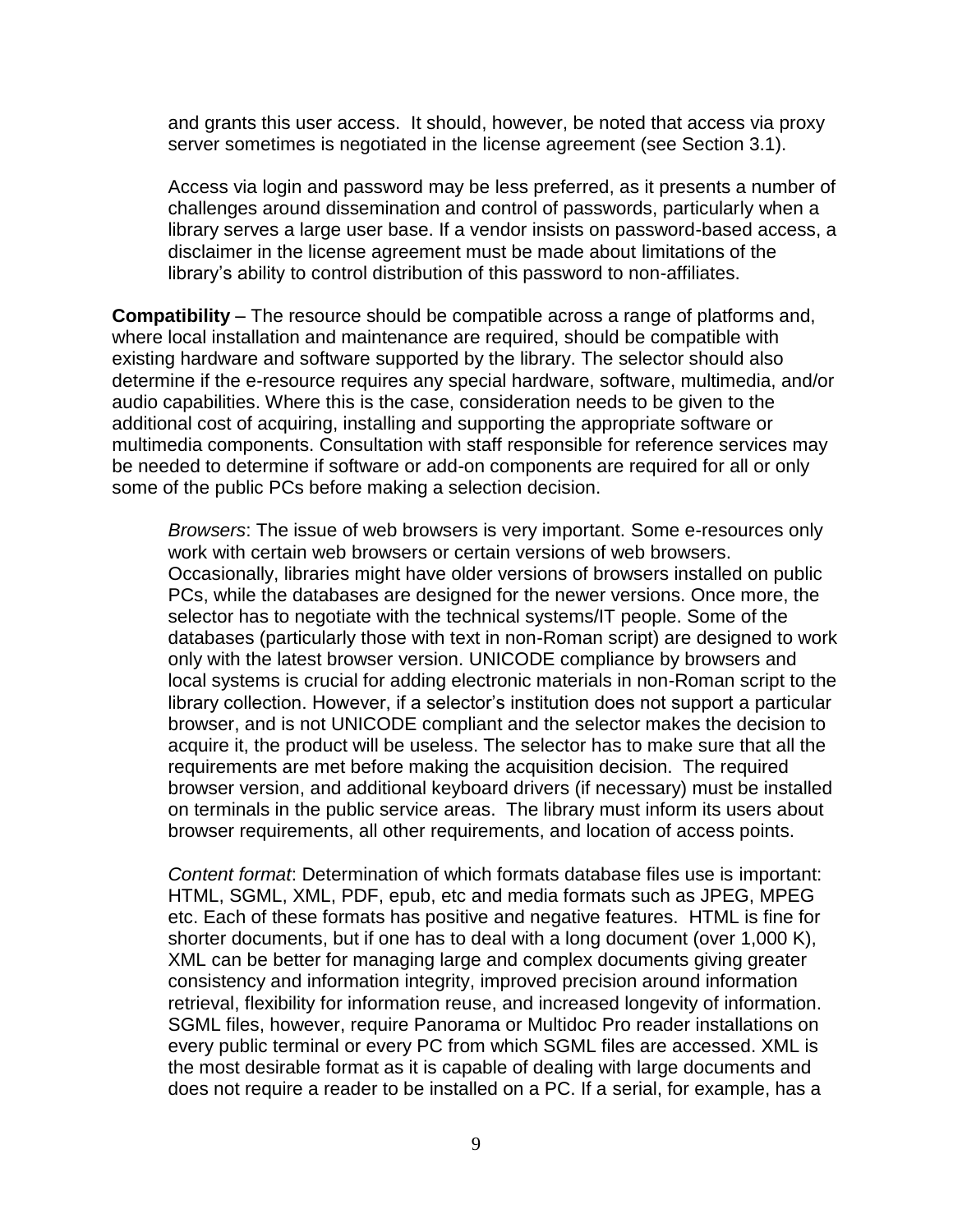and grants this user access. It should, however, be noted that access via proxy server sometimes is negotiated in the license agreement (see Section 3.1).

Access via login and password may be less preferred, as it presents a number of challenges around dissemination and control of passwords, particularly when a library serves a large user base. If a vendor insists on password-based access, a disclaimer in the license agreement must be made about limitations of the library's ability to control distribution of this password to non-affiliates.

**Compatibility** – The resource should be compatible across a range of platforms and, where local installation and maintenance are required, should be compatible with existing hardware and software supported by the library. The selector should also determine if the e-resource requires any special hardware, software, multimedia, and/or audio capabilities. Where this is the case, consideration needs to be given to the additional cost of acquiring, installing and supporting the appropriate software or multimedia components. Consultation with staff responsible for reference services may be needed to determine if software or add-on components are required for all or only some of the public PCs before making a selection decision.

*Browsers*: The issue of web browsers is very important. Some e-resources only work with certain web browsers or certain versions of web browsers. Occasionally, libraries might have older versions of browsers installed on public PCs, while the databases are designed for the newer versions. Once more, the selector has to negotiate with the technical systems/IT people. Some of the databases (particularly those with text in non-Roman script) are designed to work only with the latest browser version. UNICODE compliance by browsers and local systems is crucial for adding electronic materials in non-Roman script to the library collection. However, if a selector's institution does not support a particular browser, and is not UNICODE compliant and the selector makes the decision to acquire it, the product will be useless. The selector has to make sure that all the requirements are met before making the acquisition decision. The required browser version, and additional keyboard drivers (if necessary) must be installed on terminals in the public service areas. The library must inform its users about browser requirements, all other requirements, and location of access points.

*Content format*: Determination of which formats database files use is important: HTML, SGML, XML, PDF, epub, etc and media formats such as JPEG, MPEG etc. Each of these formats has positive and negative features. HTML is fine for shorter documents, but if one has to deal with a long document (over 1,000 K), XML can be better for managing large and complex documents giving greater consistency and information integrity, improved precision around information retrieval, flexibility for information reuse, and increased longevity of information. SGML files, however, require Panorama or Multidoc Pro reader installations on every public terminal or every PC from which SGML files are accessed. XML is the most desirable format as it is capable of dealing with large documents and does not require a reader to be installed on a PC. If a serial, for example, has a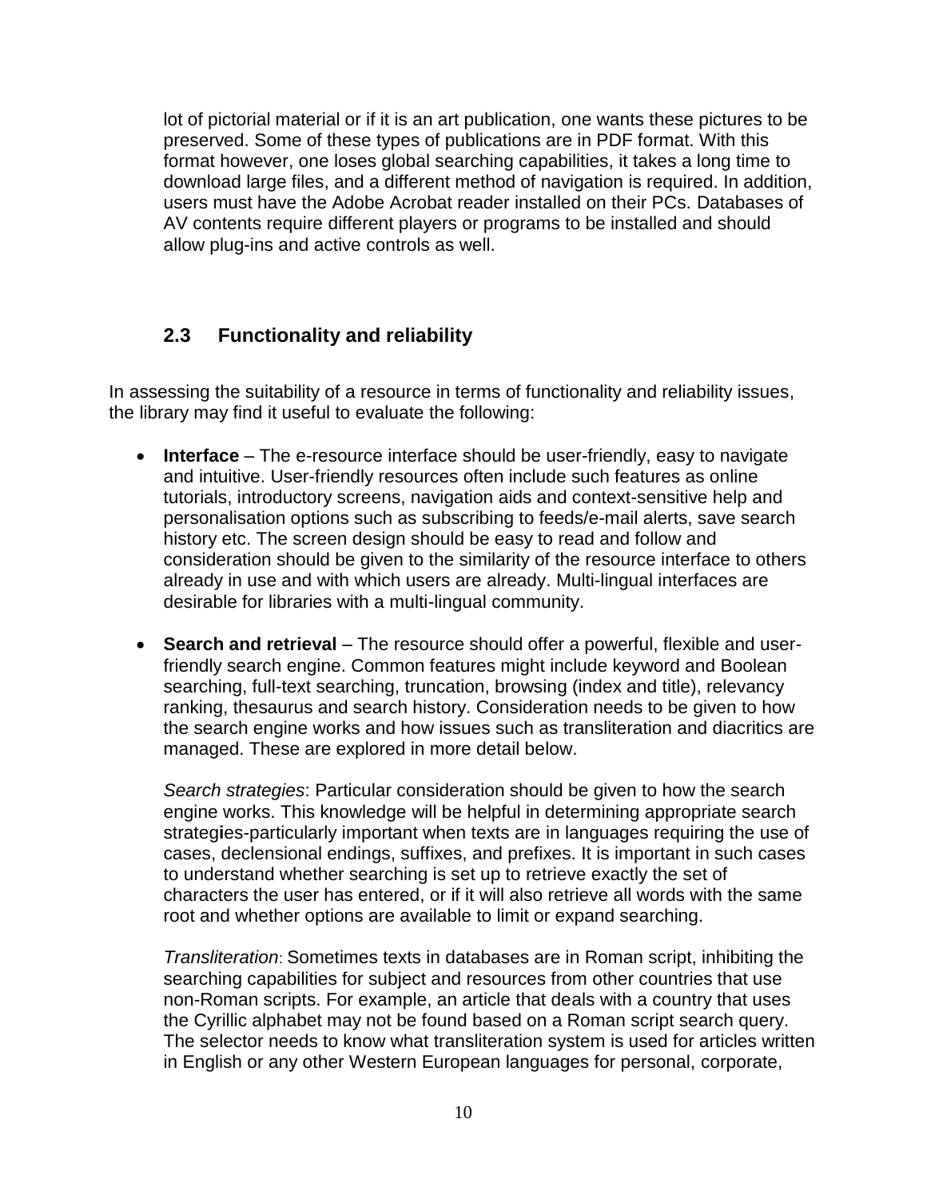lot of pictorial material or if it is an art publication, one wants these pictures to be preserved. Some of these types of publications are in PDF format. With this format however, one loses global searching capabilities, it takes a long time to download large files, and a different method of navigation is required. In addition, users must have the Adobe Acrobat reader installed on their PCs. Databases of AV contents require different players or programs to be installed and should allow plug-ins and active controls as well.

### 2.3 Functionality and reliability

In assessing the suitability of a resource in terms of functionality and reliability issues, the library may find it useful to evaluate the following:

- **Interface** – The e-resource interface should be user-friendly, easy to navigate and intuitive. User-friendly resources often include such features as online tutorials, introductory screens, navigation aids and context-sensitive help and personalisation options such as subscribing to feeds/e-mail alerts, save search history etc. The screen design should be easy to read and follow and consideration should be given to the similarity of the resource interface to others already in use and with which users are already. Multi-lingual interfaces are desirable for libraries with a multi-lingual community.

- **Search and retrieval** – The resource should offer a powerful, flexible and user-friendly search engine. Common features might include keyword and Boolean searching, full-text searching, truncation, browsing (index and title), relevancy ranking, thesaurus and search history. Consideration needs to be given to how the search engine works and how issues such as transliteration and diacritics are managed. These are explored in more detail below.

  *Search strategies*: Particular consideration should be given to how the search engine works. This knowledge will be helpful in determining appropriate search strategies-particularly important when texts are in languages requiring the use of cases, declensional endings, suffixes, and prefixes. It is important in such cases to understand whether searching is set up to retrieve exactly the set of characters the user has entered, or if it will also retrieve all words with the same root and whether options are available to limit or expand searching.

  *Transliteration*: Sometimes texts in databases are in Roman script, inhibiting the searching capabilities for subject and resources from other countries that use non-Roman scripts. For example, an article that deals with a country that uses the Cyrillic alphabet may not be found based on a Roman script search query. The selector needs to know what transliteration system is used for articles written in English or any other Western European languages for personal, corporate,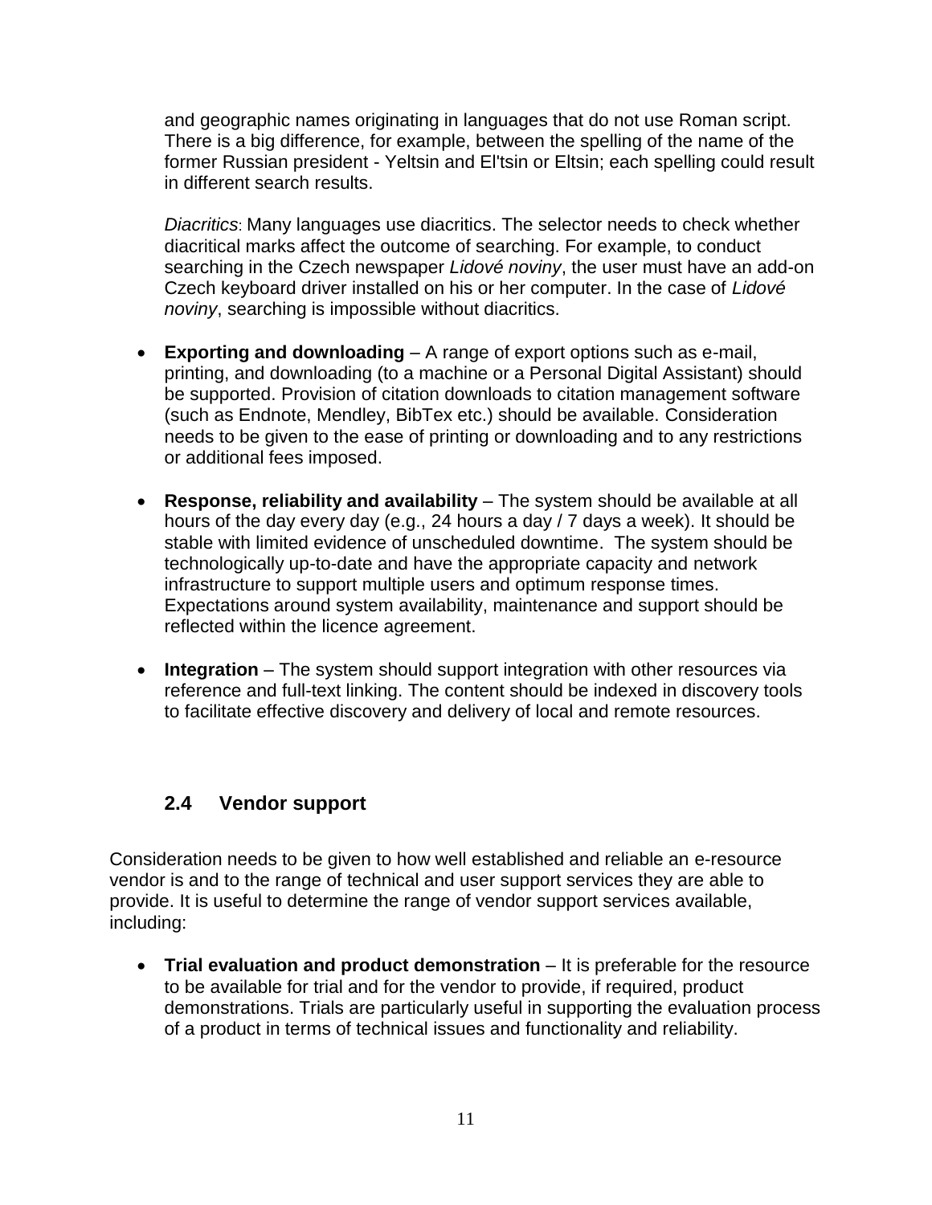and geographic names originating in languages that do not use Roman script. There is a big difference, for example, between the spelling of the name of the former Russian president - Yeltsin and El'tsin or Eltsin; each spelling could result in different search results.

*Diacritics*: Many languages use diacritics. The selector needs to check whether diacritical marks affect the outcome of searching. For example, to conduct searching in the Czech newspaper *Lidové noviny*, the user must have an add-on Czech keyboard driver installed on his or her computer. In the case of *Lidové noviny*, searching is impossible without diacritics.

- **Exporting and downloading** – A range of export options such as e-mail, printing, and downloading (to a machine or a Personal Digital Assistant) should be supported. Provision of citation downloads to citation management software (such as Endnote, Mendley, BibTex etc.) should be available. Consideration needs to be given to the ease of printing or downloading and to any restrictions or additional fees imposed.

- **Response, reliability and availability** – The system should be available at all hours of the day every day (e.g., 24 hours a day / 7 days a week). It should be stable with limited evidence of unscheduled downtime. The system should be technologically up-to-date and have the appropriate capacity and network infrastructure to support multiple users and optimum response times. Expectations around system availability, maintenance and support should be reflected within the licence agreement.

- **Integration** – The system should support integration with other resources via reference and full-text linking. The content should be indexed in discovery tools to facilitate effective discovery and delivery of local and remote resources.

### 2.4 Vendor support

Consideration needs to be given to how well established and reliable an e-resource vendor is and to the range of technical and user support services they are able to provide. It is useful to determine the range of vendor support services available, including:

- **Trial evaluation and product demonstration** – It is preferable for the resource to be available for trial and for the vendor to provide, if required, product demonstrations. Trials are particularly useful in supporting the evaluation process of a product in terms of technical issues and functionality and reliability.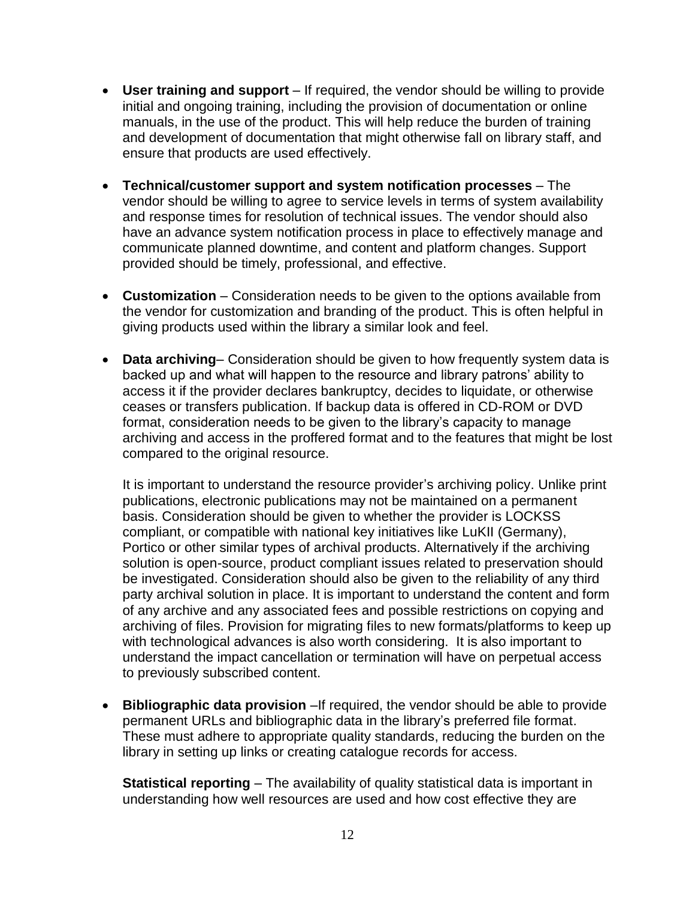- **User training and support** – If required, the vendor should be willing to provide initial and ongoing training, including the provision of documentation or online manuals, in the use of the product. This will help reduce the burden of training and development of documentation that might otherwise fall on library staff, and ensure that products are used effectively.

- **Technical/customer support and system notification processes** – The vendor should be willing to agree to service levels in terms of system availability and response times for resolution of technical issues. The vendor should also have an advance system notification process in place to effectively manage and communicate planned downtime, and content and platform changes. Support provided should be timely, professional, and effective.

- **Customization** – Consideration needs to be given to the options available from the vendor for customization and branding of the product. This is often helpful in giving products used within the library a similar look and feel.

- **Data archiving**– Consideration should be given to how frequently system data is backed up and what will happen to the resource and library patrons' ability to access it if the provider declares bankruptcy, decides to liquidate, or otherwise ceases or transfers publication. If backup data is offered in CD-ROM or DVD format, consideration needs to be given to the library's capacity to manage archiving and access in the proffered format and to the features that might be lost compared to the original resource.

  It is important to understand the resource provider's archiving policy. Unlike print publications, electronic publications may not be maintained on a permanent basis. Consideration should be given to whether the provider is LOCKSS compliant, or compatible with national key initiatives like LuKII (Germany), Portico or other similar types of archival products. Alternatively if the archiving solution is open-source, product compliant issues related to preservation should be investigated. Consideration should also be given to the reliability of any third party archival solution in place. It is important to understand the content and form of any archive and any associated fees and possible restrictions on copying and archiving of files. Provision for migrating files to new formats/platforms to keep up with technological advances is also worth considering. It is also important to understand the impact cancellation or termination will have on perpetual access to previously subscribed content.

- **Bibliographic data provision** –If required, the vendor should be able to provide permanent URLs and bibliographic data in the library's preferred file format. These must adhere to appropriate quality standards, reducing the burden on the library in setting up links or creating catalogue records for access.

  **Statistical reporting** – The availability of quality statistical data is important in understanding how well resources are used and how cost effective they are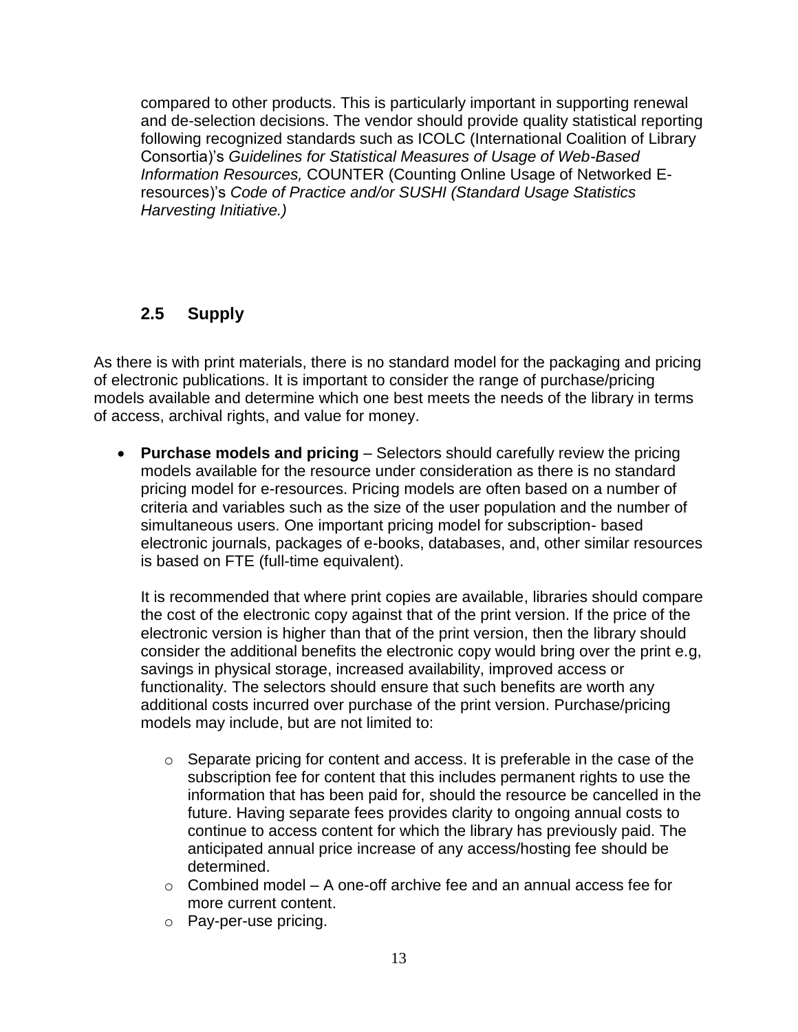compared to other products. This is particularly important in supporting renewal and de-selection decisions. The vendor should provide quality statistical reporting following recognized standards such as ICOLC (International Coalition of Library Consortia)'s *Guidelines for Statistical Measures of Usage of Web-Based Information Resources,* COUNTER (Counting Online Usage of Networked E-resources)'s *Code of Practice and/or SUSHI (Standard Usage Statistics Harvesting Initiative.)*

## 2.5 Supply

As there is with print materials, there is no standard model for the packaging and pricing of electronic publications. It is important to consider the range of purchase/pricing models available and determine which one best meets the needs of the library in terms of access, archival rights, and value for money.

- **Purchase models and pricing** – Selectors should carefully review the pricing models available for the resource under consideration as there is no standard pricing model for e-resources. Pricing models are often based on a number of criteria and variables such as the size of the user population and the number of simultaneous users. One important pricing model for subscription- based electronic journals, packages of e-books, databases, and, other similar resources is based on FTE (full-time equivalent).

  It is recommended that where print copies are available, libraries should compare the cost of the electronic copy against that of the print version. If the price of the electronic version is higher than that of the print version, then the library should consider the additional benefits the electronic copy would bring over the print e.g, savings in physical storage, increased availability, improved access or functionality. The selectors should ensure that such benefits are worth any additional costs incurred over purchase of the print version. Purchase/pricing models may include, but are not limited to:

  - Separate pricing for content and access. It is preferable in the case of the subscription fee for content that this includes permanent rights to use the information that has been paid for, should the resource be cancelled in the future. Having separate fees provides clarity to ongoing annual costs to continue to access content for which the library has previously paid. The anticipated annual price increase of any access/hosting fee should be determined.
  - Combined model – A one-off archive fee and an annual access fee for more current content.
  - Pay-per-use pricing.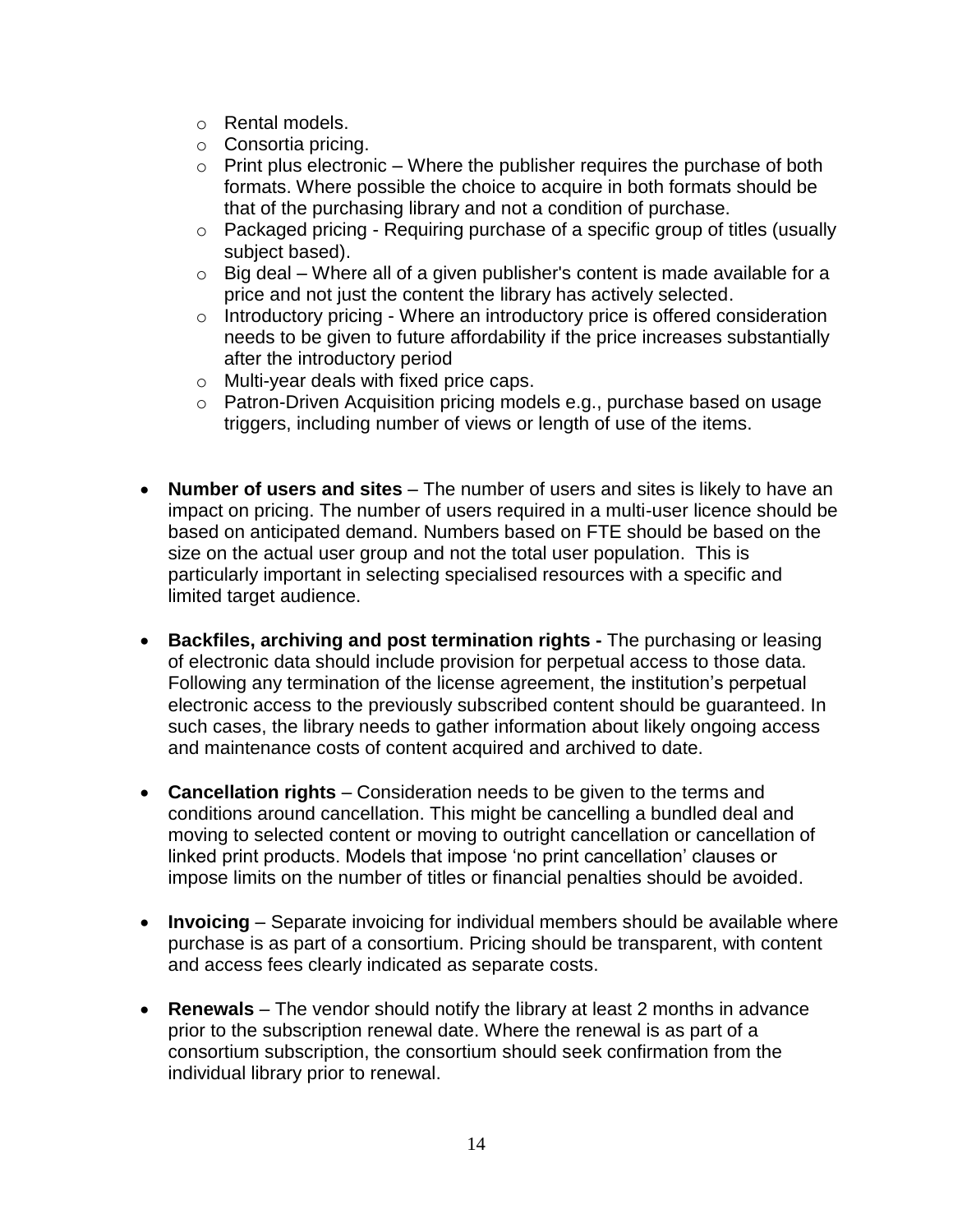- Rental models.
  - Consortia pricing.
  - Print plus electronic – Where the publisher requires the purchase of both formats. Where possible the choice to acquire in both formats should be that of the purchasing library and not a condition of purchase.
  - Packaged pricing - Requiring purchase of a specific group of titles (usually subject based).
  - Big deal – Where all of a given publisher's content is made available for a price and not just the content the library has actively selected.
  - Introductory pricing - Where an introductory price is offered consideration needs to be given to future affordability if the price increases substantially after the introductory period
  - Multi-year deals with fixed price caps.
  - Patron-Driven Acquisition pricing models e.g., purchase based on usage triggers, including number of views or length of use of the items.

- **Number of users and sites** – The number of users and sites is likely to have an impact on pricing. The number of users required in a multi-user licence should be based on anticipated demand. Numbers based on FTE should be based on the size on the actual user group and not the total user population. This is particularly important in selecting specialised resources with a specific and limited target audience.

- **Backfiles, archiving and post termination rights -** The purchasing or leasing of electronic data should include provision for perpetual access to those data. Following any termination of the license agreement, the institution's perpetual electronic access to the previously subscribed content should be guaranteed. In such cases, the library needs to gather information about likely ongoing access and maintenance costs of content acquired and archived to date.

- **Cancellation rights** – Consideration needs to be given to the terms and conditions around cancellation. This might be cancelling a bundled deal and moving to selected content or moving to outright cancellation or cancellation of linked print products. Models that impose 'no print cancellation' clauses or impose limits on the number of titles or financial penalties should be avoided.

- **Invoicing** – Separate invoicing for individual members should be available where purchase is as part of a consortium. Pricing should be transparent, with content and access fees clearly indicated as separate costs.

- **Renewals** – The vendor should notify the library at least 2 months in advance prior to the subscription renewal date. Where the renewal is as part of a consortium subscription, the consortium should seek confirmation from the individual library prior to renewal.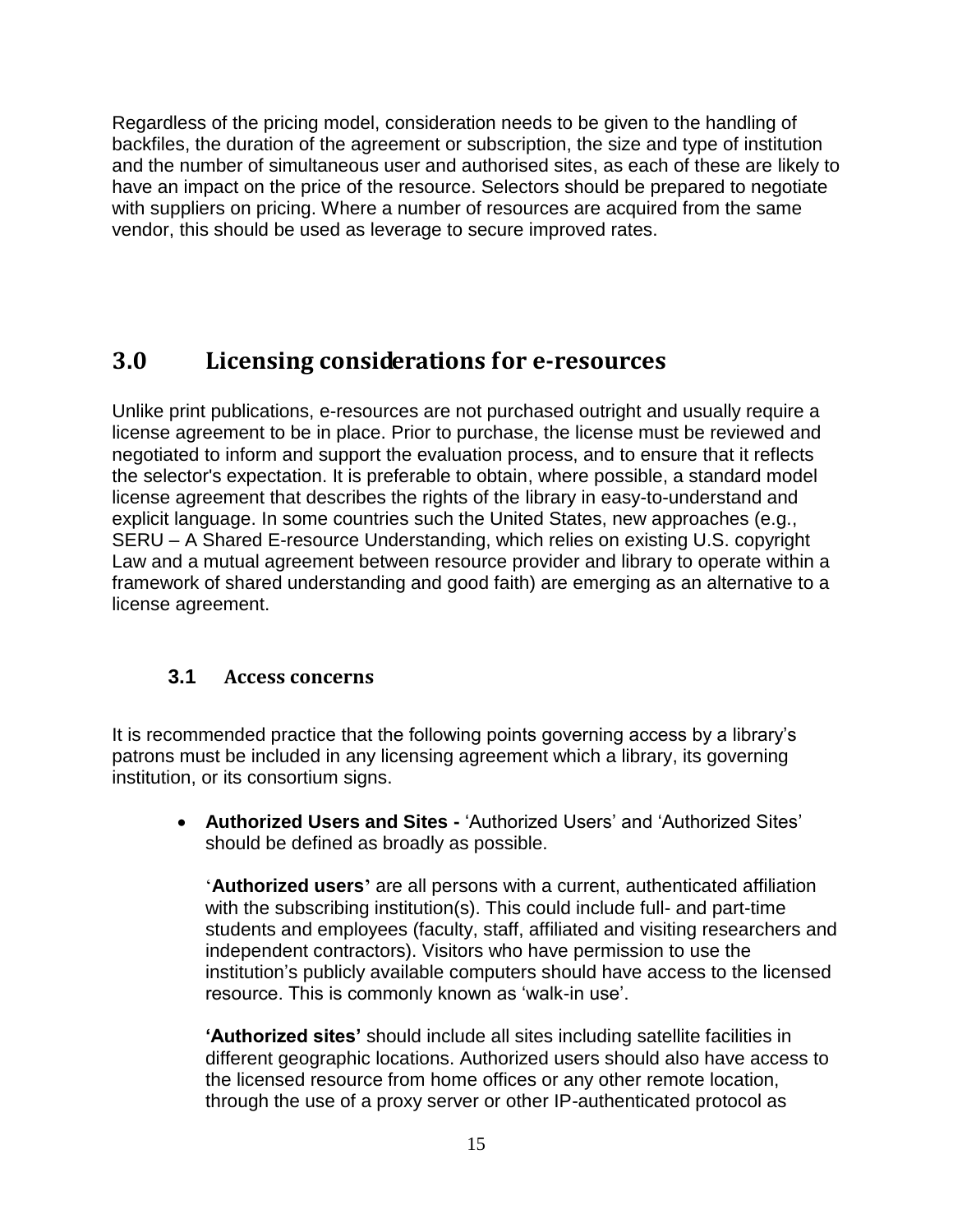Regardless of the pricing model, consideration needs to be given to the handling of backfiles, the duration of the agreement or subscription, the size and type of institution and the number of simultaneous user and authorised sites, as each of these are likely to have an impact on the price of the resource. Selectors should be prepared to negotiate with suppliers on pricing. Where a number of resources are acquired from the same vendor, this should be used as leverage to secure improved rates.

## 3.0 Licensing considerations for e-resources

Unlike print publications, e-resources are not purchased outright and usually require a license agreement to be in place. Prior to purchase, the license must be reviewed and negotiated to inform and support the evaluation process, and to ensure that it reflects the selector's expectation. It is preferable to obtain, where possible, a standard model license agreement that describes the rights of the library in easy-to-understand and explicit language. In some countries such the United States, new approaches (e.g., SERU – A Shared E-resource Understanding, which relies on existing U.S. copyright Law and a mutual agreement between resource provider and library to operate within a framework of shared understanding and good faith) are emerging as an alternative to a license agreement.

### 3.1 Access concerns

It is recommended practice that the following points governing access by a library's patrons must be included in any licensing agreement which a library, its governing institution, or its consortium signs.

- **Authorized Users and Sites -** 'Authorized Users' and 'Authorized Sites' should be defined as broadly as possible.

  '**Authorized users'** are all persons with a current, authenticated affiliation with the subscribing institution(s). This could include full- and part-time students and employees (faculty, staff, affiliated and visiting researchers and independent contractors). Visitors who have permission to use the institution's publicly available computers should have access to the licensed resource. This is commonly known as 'walk-in use'.

  **'Authorized sites'** should include all sites including satellite facilities in different geographic locations. Authorized users should also have access to the licensed resource from home offices or any other remote location, through the use of a proxy server or other IP-authenticated protocol as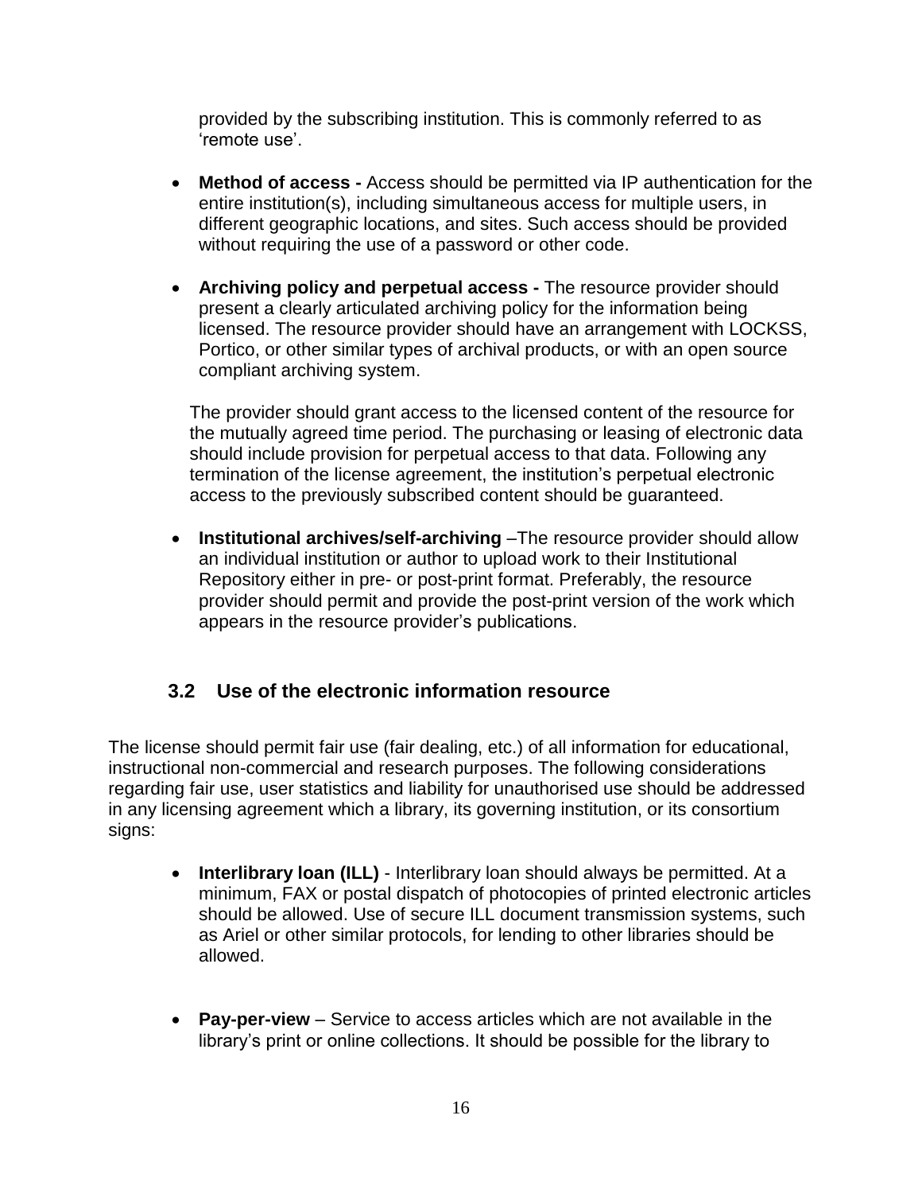provided by the subscribing institution. This is commonly referred to as 'remote use'.

- **Method of access -** Access should be permitted via IP authentication for the entire institution(s), including simultaneous access for multiple users, in different geographic locations, and sites. Such access should be provided without requiring the use of a password or other code.

- **Archiving policy and perpetual access -** The resource provider should present a clearly articulated archiving policy for the information being licensed. The resource provider should have an arrangement with LOCKSS, Portico, or other similar types of archival products, or with an open source compliant archiving system.

  The provider should grant access to the licensed content of the resource for the mutually agreed time period. The purchasing or leasing of electronic data should include provision for perpetual access to that data. Following any termination of the license agreement, the institution's perpetual electronic access to the previously subscribed content should be guaranteed.

- **Institutional archives/self-archiving** –The resource provider should allow an individual institution or author to upload work to their Institutional Repository either in pre- or post-print format. Preferably, the resource provider should permit and provide the post-print version of the work which appears in the resource provider's publications.

### 3.2 Use of the electronic information resource

The license should permit fair use (fair dealing, etc.) of all information for educational, instructional non-commercial and research purposes. The following considerations regarding fair use, user statistics and liability for unauthorised use should be addressed in any licensing agreement which a library, its governing institution, or its consortium signs:

- **Interlibrary loan (ILL)** - Interlibrary loan should always be permitted. At a minimum, FAX or postal dispatch of photocopies of printed electronic articles should be allowed. Use of secure ILL document transmission systems, such as Ariel or other similar protocols, for lending to other libraries should be allowed.

- **Pay-per-view** – Service to access articles which are not available in the library's print or online collections. It should be possible for the library to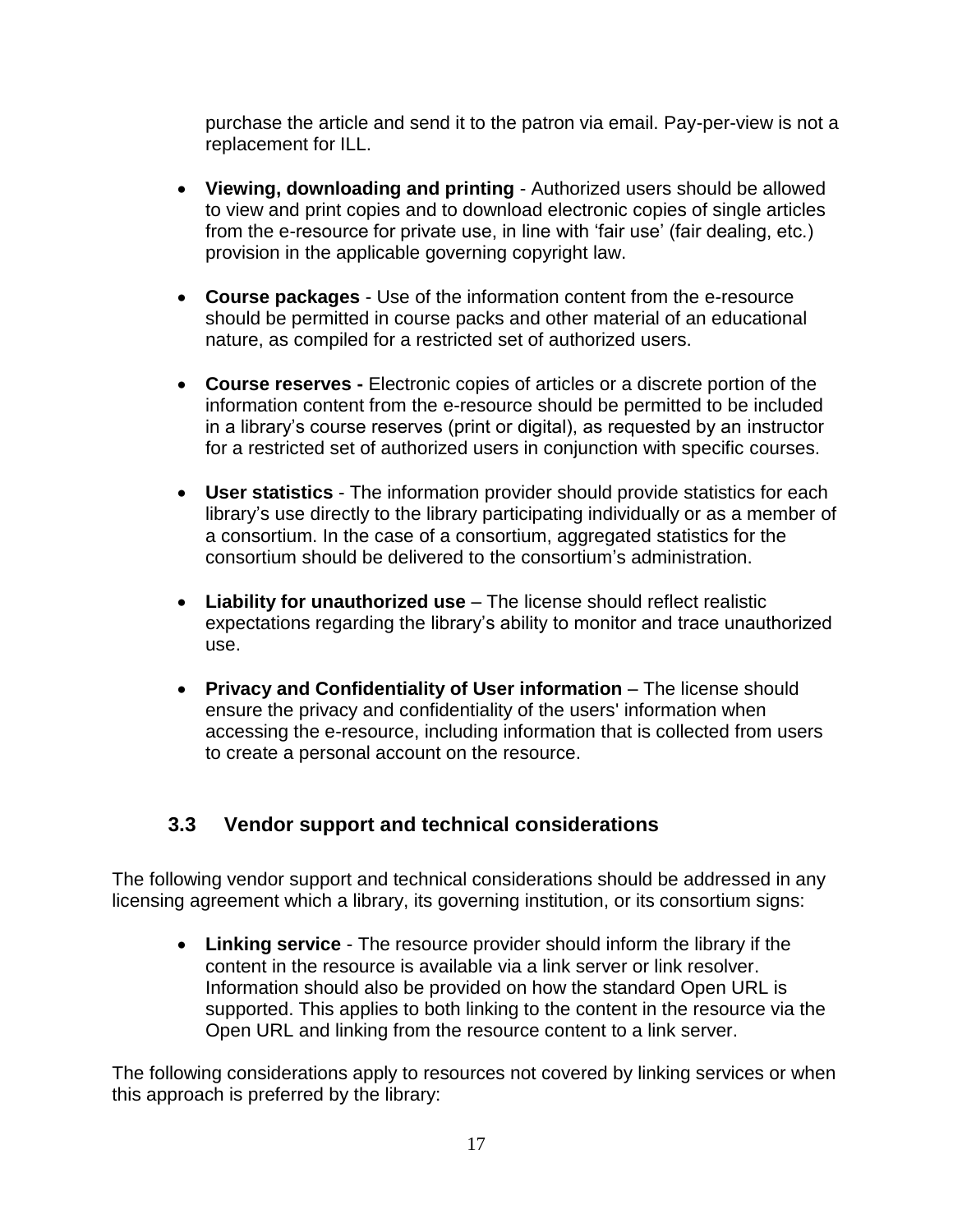purchase the article and send it to the patron via email. Pay-per-view is not a replacement for ILL.

- **Viewing, downloading and printing** - Authorized users should be allowed to view and print copies and to download electronic copies of single articles from the e-resource for private use, in line with 'fair use' (fair dealing, etc.) provision in the applicable governing copyright law.

- **Course packages** - Use of the information content from the e-resource should be permitted in course packs and other material of an educational nature, as compiled for a restricted set of authorized users.

- **Course reserves -** Electronic copies of articles or a discrete portion of the information content from the e-resource should be permitted to be included in a library's course reserves (print or digital), as requested by an instructor for a restricted set of authorized users in conjunction with specific courses.

- **User statistics** - The information provider should provide statistics for each library's use directly to the library participating individually or as a member of a consortium. In the case of a consortium, aggregated statistics for the consortium should be delivered to the consortium's administration.

- **Liability for unauthorized use** – The license should reflect realistic expectations regarding the library's ability to monitor and trace unauthorized use.

- **Privacy and Confidentiality of User information** – The license should ensure the privacy and confidentiality of the users' information when accessing the e-resource, including information that is collected from users to create a personal account on the resource.

## 3.3 Vendor support and technical considerations

The following vendor support and technical considerations should be addressed in any licensing agreement which a library, its governing institution, or its consortium signs:

- **Linking service** - The resource provider should inform the library if the content in the resource is available via a link server or link resolver. Information should also be provided on how the standard Open URL is supported. This applies to both linking to the content in the resource via the Open URL and linking from the resource content to a link server.

The following considerations apply to resources not covered by linking services or when this approach is preferred by the library: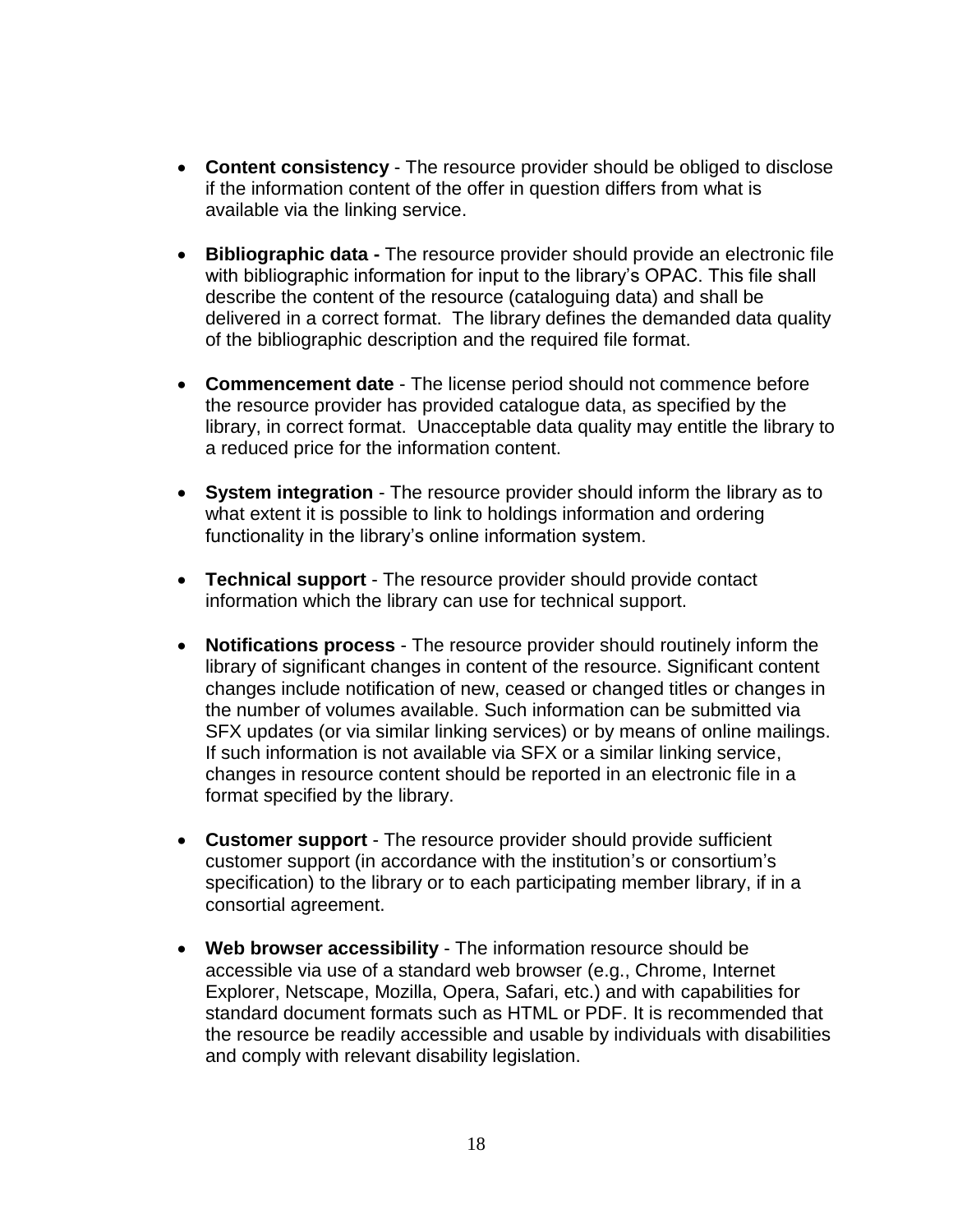- **Content consistency** - The resource provider should be obliged to disclose if the information content of the offer in question differs from what is available via the linking service.

- **Bibliographic data -** The resource provider should provide an electronic file with bibliographic information for input to the library's OPAC. This file shall describe the content of the resource (cataloguing data) and shall be delivered in a correct format. The library defines the demanded data quality of the bibliographic description and the required file format.

- **Commencement date** - The license period should not commence before the resource provider has provided catalogue data, as specified by the library, in correct format. Unacceptable data quality may entitle the library to a reduced price for the information content.

- **System integration** - The resource provider should inform the library as to what extent it is possible to link to holdings information and ordering functionality in the library's online information system.

- **Technical support** - The resource provider should provide contact information which the library can use for technical support.

- **Notifications process** - The resource provider should routinely inform the library of significant changes in content of the resource. Significant content changes include notification of new, ceased or changed titles or changes in the number of volumes available. Such information can be submitted via SFX updates (or via similar linking services) or by means of online mailings. If such information is not available via SFX or a similar linking service, changes in resource content should be reported in an electronic file in a format specified by the library.

- **Customer support** - The resource provider should provide sufficient customer support (in accordance with the institution's or consortium's specification) to the library or to each participating member library, if in a consortial agreement.

- **Web browser accessibility** - The information resource should be accessible via use of a standard web browser (e.g., Chrome, Internet Explorer, Netscape, Mozilla, Opera, Safari, etc.) and with capabilities for standard document formats such as HTML or PDF. It is recommended that the resource be readily accessible and usable by individuals with disabilities and comply with relevant disability legislation.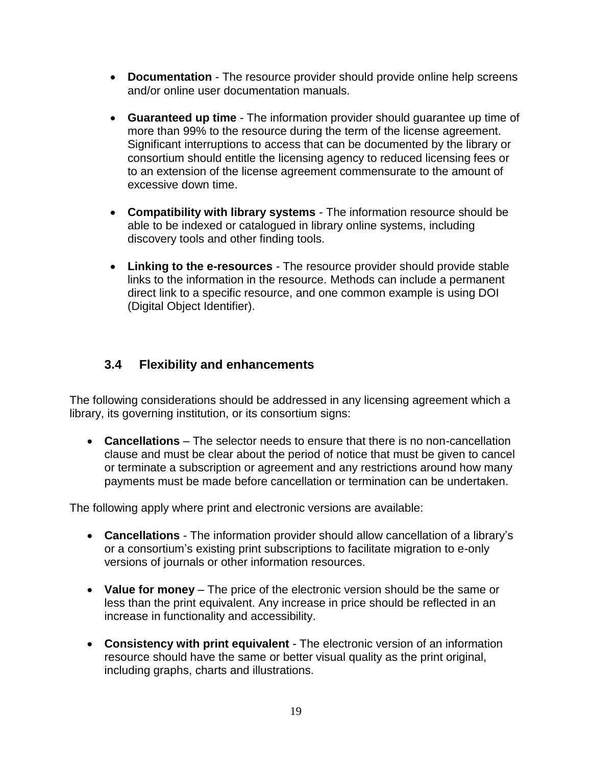- **Documentation** - The resource provider should provide online help screens and/or online user documentation manuals.

- **Guaranteed up time** - The information provider should guarantee up time of more than 99% to the resource during the term of the license agreement. Significant interruptions to access that can be documented by the library or consortium should entitle the licensing agency to reduced licensing fees or to an extension of the license agreement commensurate to the amount of excessive down time.

- **Compatibility with library systems** - The information resource should be able to be indexed or catalogued in library online systems, including discovery tools and other finding tools.

- **Linking to the e-resources** - The resource provider should provide stable links to the information in the resource. Methods can include a permanent direct link to a specific resource, and one common example is using DOI (Digital Object Identifier).

### 3.4 Flexibility and enhancements

The following considerations should be addressed in any licensing agreement which a library, its governing institution, or its consortium signs:

- **Cancellations** – The selector needs to ensure that there is no non-cancellation clause and must be clear about the period of notice that must be given to cancel or terminate a subscription or agreement and any restrictions around how many payments must be made before cancellation or termination can be undertaken.

The following apply where print and electronic versions are available:

- **Cancellations** - The information provider should allow cancellation of a library's or a consortium's existing print subscriptions to facilitate migration to e-only versions of journals or other information resources.

- **Value for money** – The price of the electronic version should be the same or less than the print equivalent. Any increase in price should be reflected in an increase in functionality and accessibility.

- **Consistency with print equivalent** - The electronic version of an information resource should have the same or better visual quality as the print original, including graphs, charts and illustrations.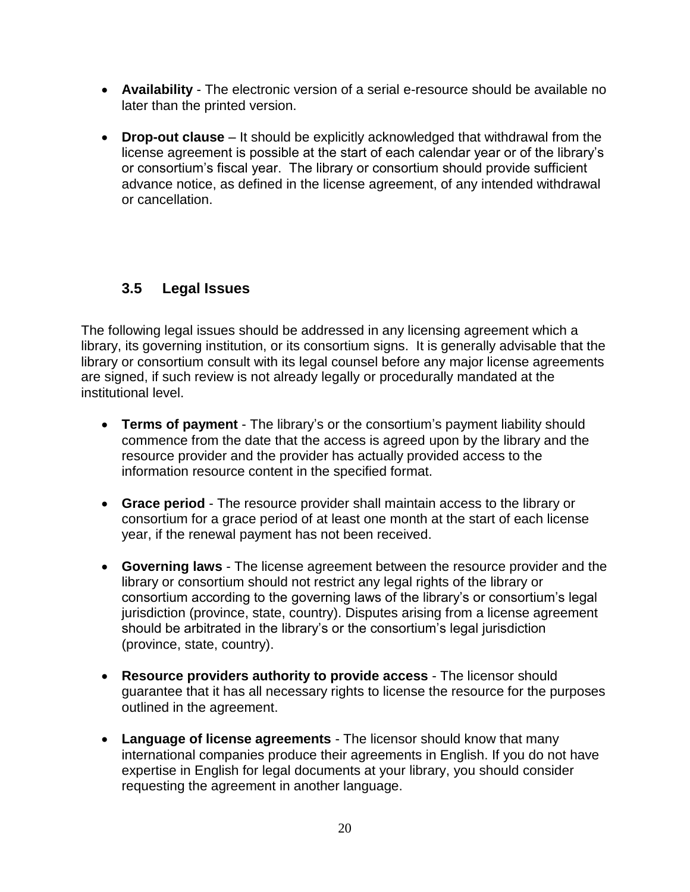- **Availability** - The electronic version of a serial e-resource should be available no later than the printed version.

- **Drop-out clause** – It should be explicitly acknowledged that withdrawal from the license agreement is possible at the start of each calendar year or of the library's or consortium's fiscal year. The library or consortium should provide sufficient advance notice, as defined in the license agreement, of any intended withdrawal or cancellation.

### 3.5 Legal Issues

The following legal issues should be addressed in any licensing agreement which a library, its governing institution, or its consortium signs. It is generally advisable that the library or consortium consult with its legal counsel before any major license agreements are signed, if such review is not already legally or procedurally mandated at the institutional level.

- **Terms of payment** - The library's or the consortium's payment liability should commence from the date that the access is agreed upon by the library and the resource provider and the provider has actually provided access to the information resource content in the specified format.

- **Grace period** - The resource provider shall maintain access to the library or consortium for a grace period of at least one month at the start of each license year, if the renewal payment has not been received.

- **Governing laws** - The license agreement between the resource provider and the library or consortium should not restrict any legal rights of the library or consortium according to the governing laws of the library's or consortium's legal jurisdiction (province, state, country). Disputes arising from a license agreement should be arbitrated in the library's or the consortium's legal jurisdiction (province, state, country).

- **Resource providers authority to provide access** - The licensor should guarantee that it has all necessary rights to license the resource for the purposes outlined in the agreement.

- **Language of license agreements** - The licensor should know that many international companies produce their agreements in English. If you do not have expertise in English for legal documents at your library, you should consider requesting the agreement in another language.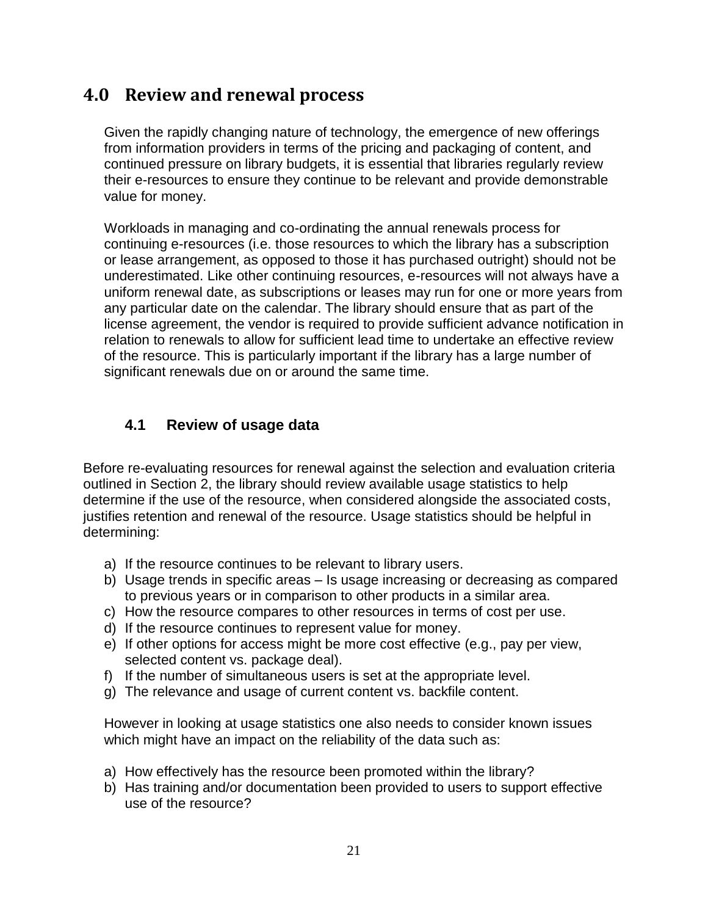# 4.0 Review and renewal process

Given the rapidly changing nature of technology, the emergence of new offerings from information providers in terms of the pricing and packaging of content, and continued pressure on library budgets, it is essential that libraries regularly review their e-resources to ensure they continue to be relevant and provide demonstrable value for money.

Workloads in managing and co-ordinating the annual renewals process for continuing e-resources (i.e. those resources to which the library has a subscription or lease arrangement, as opposed to those it has purchased outright) should not be underestimated. Like other continuing resources, e-resources will not always have a uniform renewal date, as subscriptions or leases may run for one or more years from any particular date on the calendar. The library should ensure that as part of the license agreement, the vendor is required to provide sufficient advance notification in relation to renewals to allow for sufficient lead time to undertake an effective review of the resource. This is particularly important if the library has a large number of significant renewals due on or around the same time.

## 4.1 Review of usage data

Before re-evaluating resources for renewal against the selection and evaluation criteria outlined in Section 2, the library should review available usage statistics to help determine if the use of the resource, when considered alongside the associated costs, justifies retention and renewal of the resource. Usage statistics should be helpful in determining:

a) If the resource continues to be relevant to library users.
b) Usage trends in specific areas – Is usage increasing or decreasing as compared to previous years or in comparison to other products in a similar area.
c) How the resource compares to other resources in terms of cost per use.
d) If the resource continues to represent value for money.
e) If other options for access might be more cost effective (e.g., pay per view, selected content vs. package deal).
f) If the number of simultaneous users is set at the appropriate level.
g) The relevance and usage of current content vs. backfile content.

However in looking at usage statistics one also needs to consider known issues which might have an impact on the reliability of the data such as:

a) How effectively has the resource been promoted within the library?
b) Has training and/or documentation been provided to users to support effective use of the resource?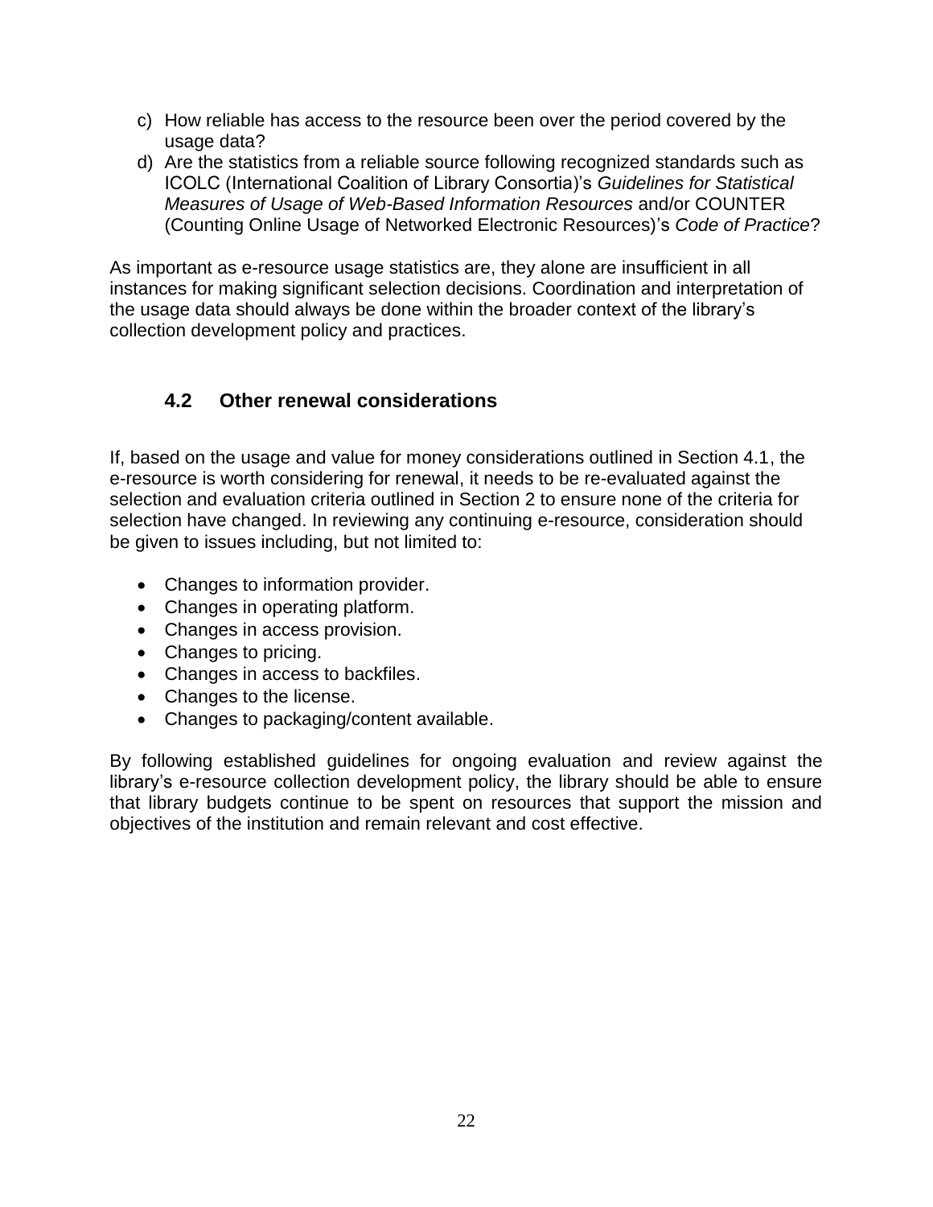c) How reliable has access to the resource been over the period covered by the usage data?
d) Are the statistics from a reliable source following recognized standards such as ICOLC (International Coalition of Library Consortia)'s *Guidelines for Statistical Measures of Usage of Web-Based Information Resources* and/or COUNTER (Counting Online Usage of Networked Electronic Resources)'s *Code of Practice*?

As important as e-resource usage statistics are, they alone are insufficient in all instances for making significant selection decisions. Coordination and interpretation of the usage data should always be done within the broader context of the library's collection development policy and practices.

## 4.2 Other renewal considerations

If, based on the usage and value for money considerations outlined in Section 4.1, the e-resource is worth considering for renewal, it needs to be re-evaluated against the selection and evaluation criteria outlined in Section 2 to ensure none of the criteria for selection have changed. In reviewing any continuing e-resource, consideration should be given to issues including, but not limited to:

- Changes to information provider.
- Changes in operating platform.
- Changes in access provision.
- Changes to pricing.
- Changes in access to backfiles.
- Changes to the license.
- Changes to packaging/content available.

By following established guidelines for ongoing evaluation and review against the library's e-resource collection development policy, the library should be able to ensure that library budgets continue to be spent on resources that support the mission and objectives of the institution and remain relevant and cost effective.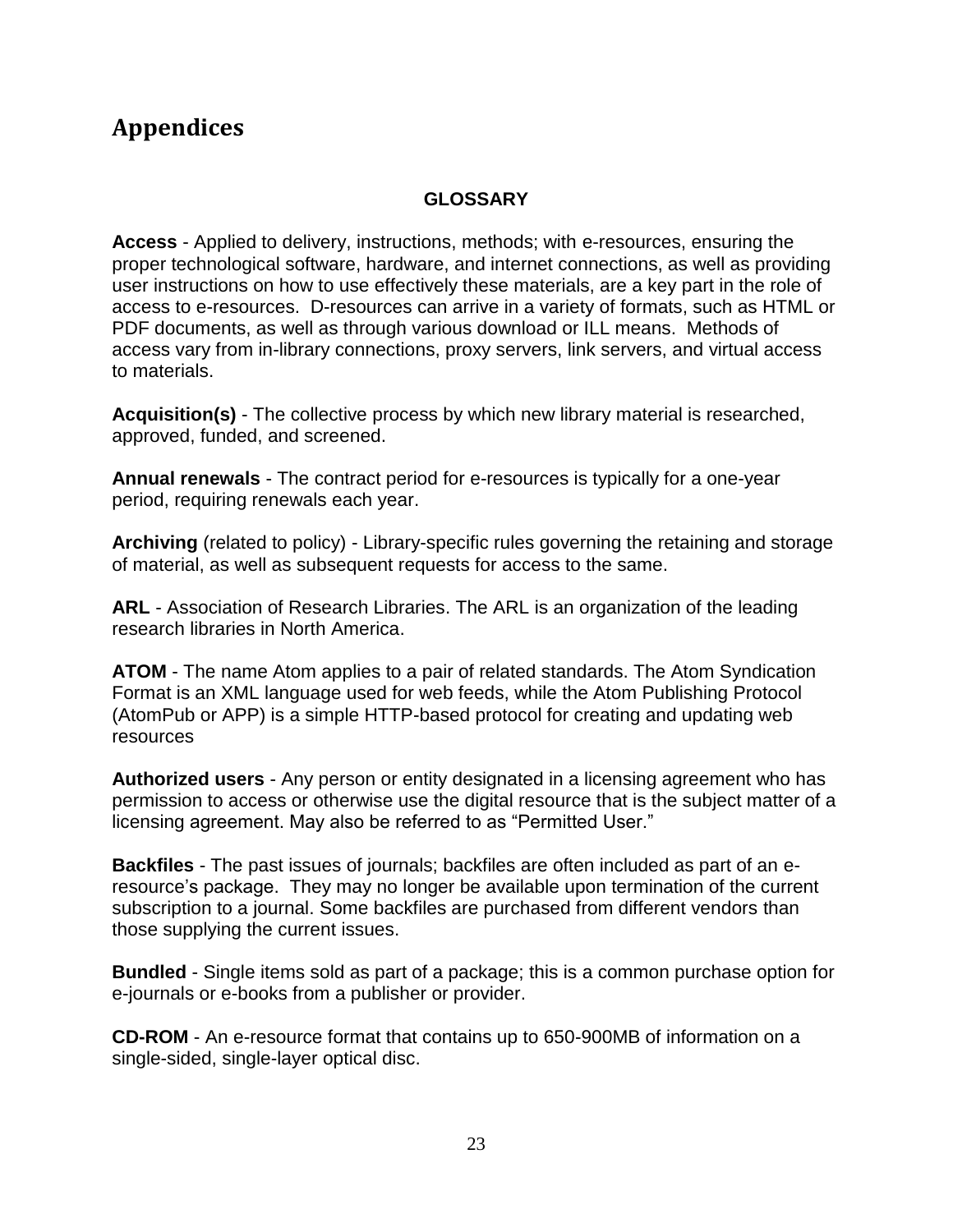# Appendices

**GLOSSARY**

**Access** - Applied to delivery, instructions, methods; with e-resources, ensuring the proper technological software, hardware, and internet connections, as well as providing user instructions on how to use effectively these materials, are a key part in the role of access to e-resources. D-resources can arrive in a variety of formats, such as HTML or PDF documents, as well as through various download or ILL means. Methods of access vary from in-library connections, proxy servers, link servers, and virtual access to materials.

**Acquisition(s)** - The collective process by which new library material is researched, approved, funded, and screened.

**Annual renewals** - The contract period for e-resources is typically for a one-year period, requiring renewals each year.

**Archiving** (related to policy) - Library-specific rules governing the retaining and storage of material, as well as subsequent requests for access to the same.

**ARL** - Association of Research Libraries. The ARL is an organization of the leading research libraries in North America.

**ATOM** - The name Atom applies to a pair of related standards. The Atom Syndication Format is an XML language used for web feeds, while the Atom Publishing Protocol (AtomPub or APP) is a simple HTTP-based protocol for creating and updating web resources

**Authorized users** - Any person or entity designated in a licensing agreement who has permission to access or otherwise use the digital resource that is the subject matter of a licensing agreement. May also be referred to as "Permitted User."

**Backfiles** - The past issues of journals; backfiles are often included as part of an e-resource's package. They may no longer be available upon termination of the current subscription to a journal. Some backfiles are purchased from different vendors than those supplying the current issues.

**Bundled** - Single items sold as part of a package; this is a common purchase option for e-journals or e-books from a publisher or provider.

**CD-ROM** - An e-resource format that contains up to 650-900MB of information on a single-sided, single-layer optical disc.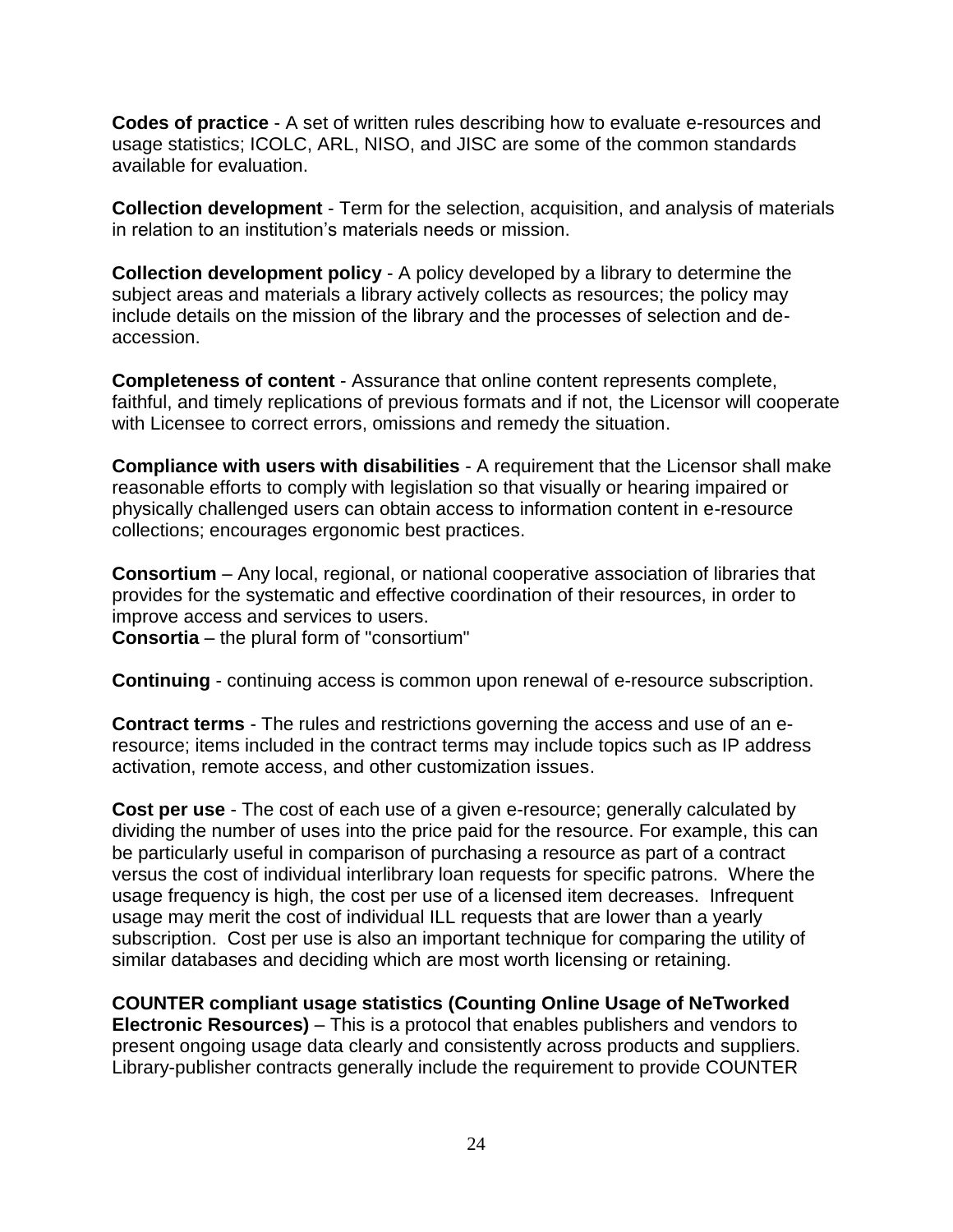**Codes of practice** - A set of written rules describing how to evaluate e-resources and usage statistics; ICOLC, ARL, NISO, and JISC are some of the common standards available for evaluation.

**Collection development** - Term for the selection, acquisition, and analysis of materials in relation to an institution's materials needs or mission.

**Collection development policy** - A policy developed by a library to determine the subject areas and materials a library actively collects as resources; the policy may include details on the mission of the library and the processes of selection and de-accession.

**Completeness of content** - Assurance that online content represents complete, faithful, and timely replications of previous formats and if not, the Licensor will cooperate with Licensee to correct errors, omissions and remedy the situation.

**Compliance with users with disabilities** - A requirement that the Licensor shall make reasonable efforts to comply with legislation so that visually or hearing impaired or physically challenged users can obtain access to information content in e-resource collections; encourages ergonomic best practices.

**Consortium** – Any local, regional, or national cooperative association of libraries that provides for the systematic and effective coordination of their resources, in order to improve access and services to users.
**Consortia** – the plural form of "consortium"

**Continuing** - continuing access is common upon renewal of e-resource subscription.

**Contract terms** - The rules and restrictions governing the access and use of an e-resource; items included in the contract terms may include topics such as IP address activation, remote access, and other customization issues.

**Cost per use** - The cost of each use of a given e-resource; generally calculated by dividing the number of uses into the price paid for the resource. For example, this can be particularly useful in comparison of purchasing a resource as part of a contract versus the cost of individual interlibrary loan requests for specific patrons. Where the usage frequency is high, the cost per use of a licensed item decreases. Infrequent usage may merit the cost of individual ILL requests that are lower than a yearly subscription. Cost per use is also an important technique for comparing the utility of similar databases and deciding which are most worth licensing or retaining.

**COUNTER compliant usage statistics (Counting Online Usage of NeTworked Electronic Resources)** – This is a protocol that enables publishers and vendors to present ongoing usage data clearly and consistently across products and suppliers. Library-publisher contracts generally include the requirement to provide COUNTER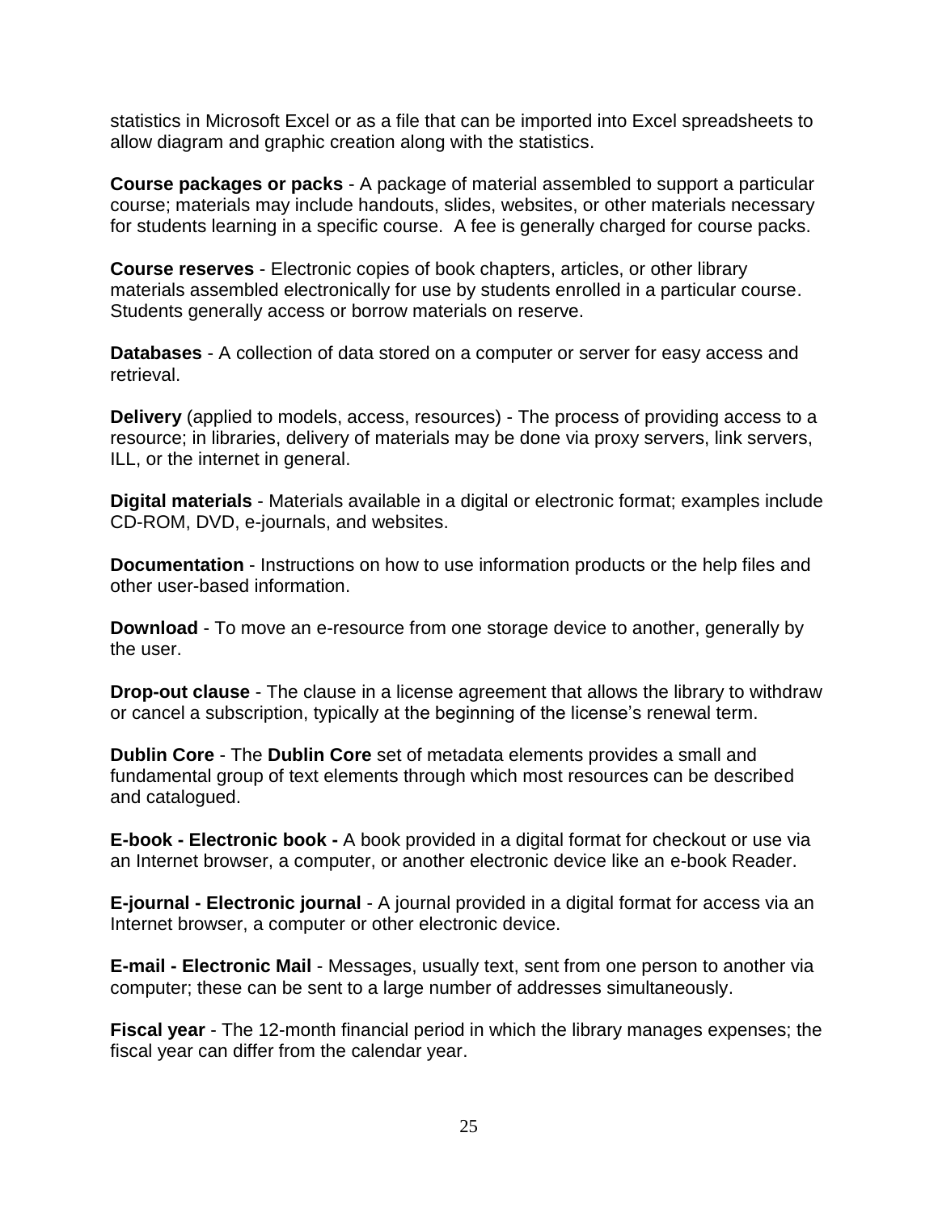statistics in Microsoft Excel or as a file that can be imported into Excel spreadsheets to allow diagram and graphic creation along with the statistics.

**Course packages or packs** - A package of material assembled to support a particular course; materials may include handouts, slides, websites, or other materials necessary for students learning in a specific course. A fee is generally charged for course packs.

**Course reserves** - Electronic copies of book chapters, articles, or other library materials assembled electronically for use by students enrolled in a particular course. Students generally access or borrow materials on reserve.

**Databases** - A collection of data stored on a computer or server for easy access and retrieval.

**Delivery** (applied to models, access, resources) - The process of providing access to a resource; in libraries, delivery of materials may be done via proxy servers, link servers, ILL, or the internet in general.

**Digital materials** - Materials available in a digital or electronic format; examples include CD-ROM, DVD, e-journals, and websites.

**Documentation** - Instructions on how to use information products or the help files and other user-based information.

**Download** - To move an e-resource from one storage device to another, generally by the user.

**Drop-out clause** - The clause in a license agreement that allows the library to withdraw or cancel a subscription, typically at the beginning of the license's renewal term.

**Dublin Core** - The **Dublin Core** set of metadata elements provides a small and fundamental group of text elements through which most resources can be described and catalogued.

**E-book - Electronic book -** A book provided in a digital format for checkout or use via an Internet browser, a computer, or another electronic device like an e-book Reader.

**E-journal - Electronic journal** - A journal provided in a digital format for access via an Internet browser, a computer or other electronic device.

**E-mail - Electronic Mail** - Messages, usually text, sent from one person to another via computer; these can be sent to a large number of addresses simultaneously.

**Fiscal year** - The 12-month financial period in which the library manages expenses; the fiscal year can differ from the calendar year.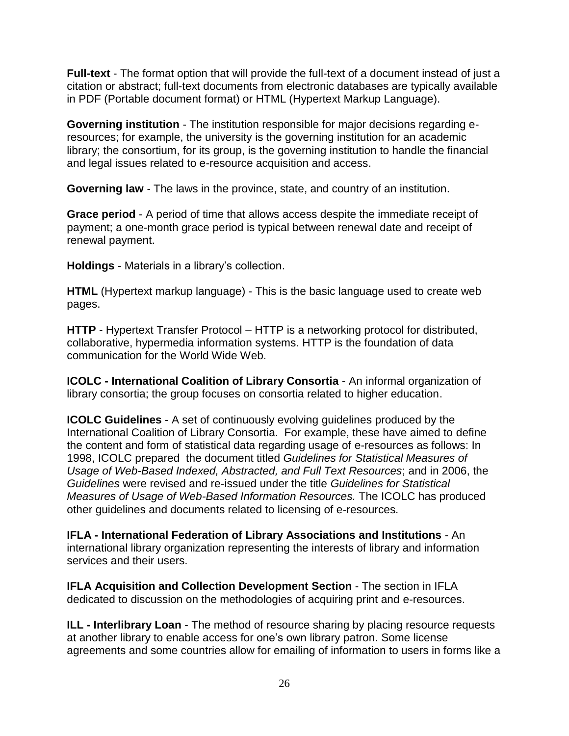**Full-text** - The format option that will provide the full-text of a document instead of just a citation or abstract; full-text documents from electronic databases are typically available in PDF (Portable document format) or HTML (Hypertext Markup Language).

**Governing institution** - The institution responsible for major decisions regarding e-resources; for example, the university is the governing institution for an academic library; the consortium, for its group, is the governing institution to handle the financial and legal issues related to e-resource acquisition and access.

**Governing law** - The laws in the province, state, and country of an institution.

**Grace period** - A period of time that allows access despite the immediate receipt of payment; a one-month grace period is typical between renewal date and receipt of renewal payment.

**Holdings** - Materials in a library's collection.

**HTML** (Hypertext markup language) - This is the basic language used to create web pages.

**HTTP** - Hypertext Transfer Protocol – HTTP is a networking protocol for distributed, collaborative, hypermedia information systems. HTTP is the foundation of data communication for the World Wide Web.

**ICOLC - International Coalition of Library Consortia** - An informal organization of library consortia; the group focuses on consortia related to higher education.

**ICOLC Guidelines** - A set of continuously evolving guidelines produced by the International Coalition of Library Consortia. For example, these have aimed to define the content and form of statistical data regarding usage of e-resources as follows: In 1998, ICOLC prepared the document titled *Guidelines for Statistical Measures of Usage of Web-Based Indexed, Abstracted, and Full Text Resources*; and in 2006, the *Guidelines* were revised and re-issued under the title *Guidelines for Statistical Measures of Usage of Web-Based Information Resources.* The ICOLC has produced other guidelines and documents related to licensing of e-resources.

**IFLA - International Federation of Library Associations and Institutions** - An international library organization representing the interests of library and information services and their users.

**IFLA Acquisition and Collection Development Section** - The section in IFLA dedicated to discussion on the methodologies of acquiring print and e-resources.

**ILL - Interlibrary Loan** - The method of resource sharing by placing resource requests at another library to enable access for one's own library patron. Some license agreements and some countries allow for emailing of information to users in forms like a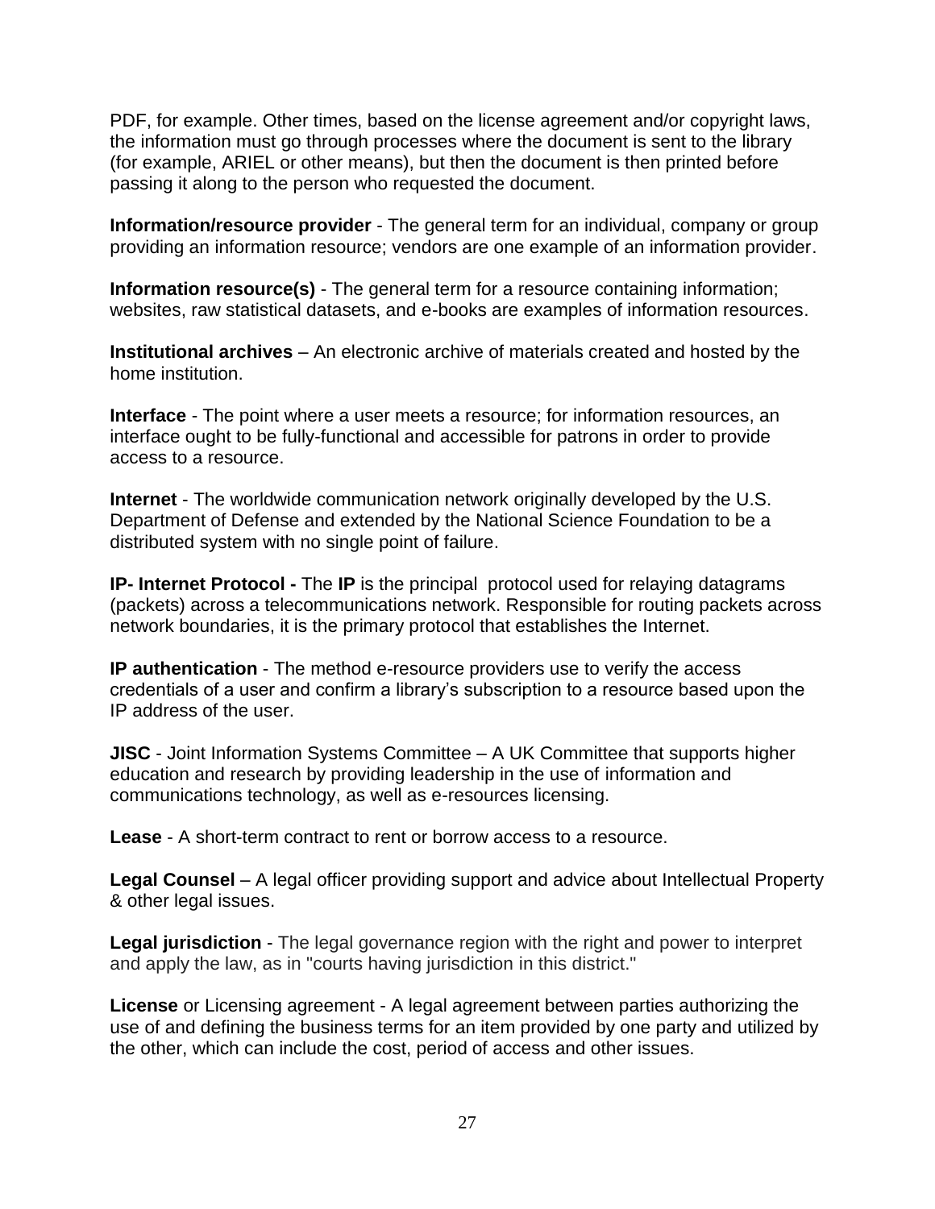PDF, for example. Other times, based on the license agreement and/or copyright laws, the information must go through processes where the document is sent to the library (for example, ARIEL or other means), but then the document is then printed before passing it along to the person who requested the document.

**Information/resource provider** - The general term for an individual, company or group providing an information resource; vendors are one example of an information provider.

**Information resource(s)** - The general term for a resource containing information; websites, raw statistical datasets, and e-books are examples of information resources.

**Institutional archives** – An electronic archive of materials created and hosted by the home institution.

**Interface** - The point where a user meets a resource; for information resources, an interface ought to be fully-functional and accessible for patrons in order to provide access to a resource.

**Internet** - The worldwide communication network originally developed by the U.S. Department of Defense and extended by the National Science Foundation to be a distributed system with no single point of failure.

**IP- Internet Protocol -** The **IP** is the principal protocol used for relaying datagrams (packets) across a telecommunications network. Responsible for routing packets across network boundaries, it is the primary protocol that establishes the Internet.

**IP authentication** - The method e-resource providers use to verify the access credentials of a user and confirm a library's subscription to a resource based upon the IP address of the user.

**JISC** - Joint Information Systems Committee – A UK Committee that supports higher education and research by providing leadership in the use of information and communications technology, as well as e-resources licensing.

**Lease** - A short-term contract to rent or borrow access to a resource.

**Legal Counsel** – A legal officer providing support and advice about Intellectual Property & other legal issues.

**Legal jurisdiction** - The legal governance region with the right and power to interpret and apply the law, as in "courts having jurisdiction in this district."

**License** or Licensing agreement - A legal agreement between parties authorizing the use of and defining the business terms for an item provided by one party and utilized by the other, which can include the cost, period of access and other issues.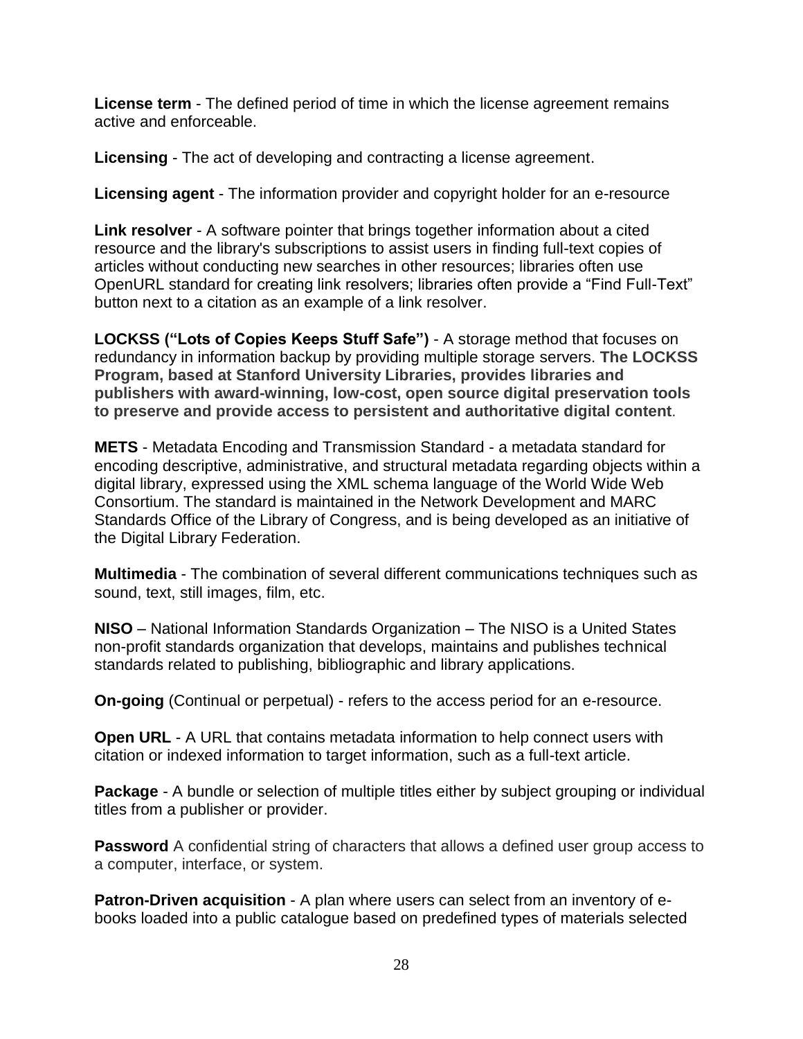**License term** - The defined period of time in which the license agreement remains active and enforceable.

**Licensing** - The act of developing and contracting a license agreement.

**Licensing agent** - The information provider and copyright holder for an e-resource

**Link resolver** - A software pointer that brings together information about a cited resource and the library's subscriptions to assist users in finding full-text copies of articles without conducting new searches in other resources; libraries often use OpenURL standard for creating link resolvers; libraries often provide a "Find Full-Text" button next to a citation as an example of a link resolver.

**LOCKSS ("Lots of Copies Keeps Stuff Safe")** - A storage method that focuses on redundancy in information backup by providing multiple storage servers. **The LOCKSS Program, based at Stanford University Libraries, provides libraries and publishers with award-winning, low-cost, open source digital preservation tools to preserve and provide access to persistent and authoritative digital content**.

**METS** - Metadata Encoding and Transmission Standard - a metadata standard for encoding descriptive, administrative, and structural metadata regarding objects within a digital library, expressed using the XML schema language of the World Wide Web Consortium. The standard is maintained in the Network Development and MARC Standards Office of the Library of Congress, and is being developed as an initiative of the Digital Library Federation.

**Multimedia** - The combination of several different communications techniques such as sound, text, still images, film, etc.

**NISO** – National Information Standards Organization – The NISO is a United States non-profit standards organization that develops, maintains and publishes technical standards related to publishing, bibliographic and library applications.

**On-going** (Continual or perpetual) - refers to the access period for an e-resource.

**Open URL** - A URL that contains metadata information to help connect users with citation or indexed information to target information, such as a full-text article.

**Package** - A bundle or selection of multiple titles either by subject grouping or individual titles from a publisher or provider.

**Password** A confidential string of characters that allows a defined user group access to a computer, interface, or system.

**Patron-Driven acquisition** - A plan where users can select from an inventory of e-books loaded into a public catalogue based on predefined types of materials selected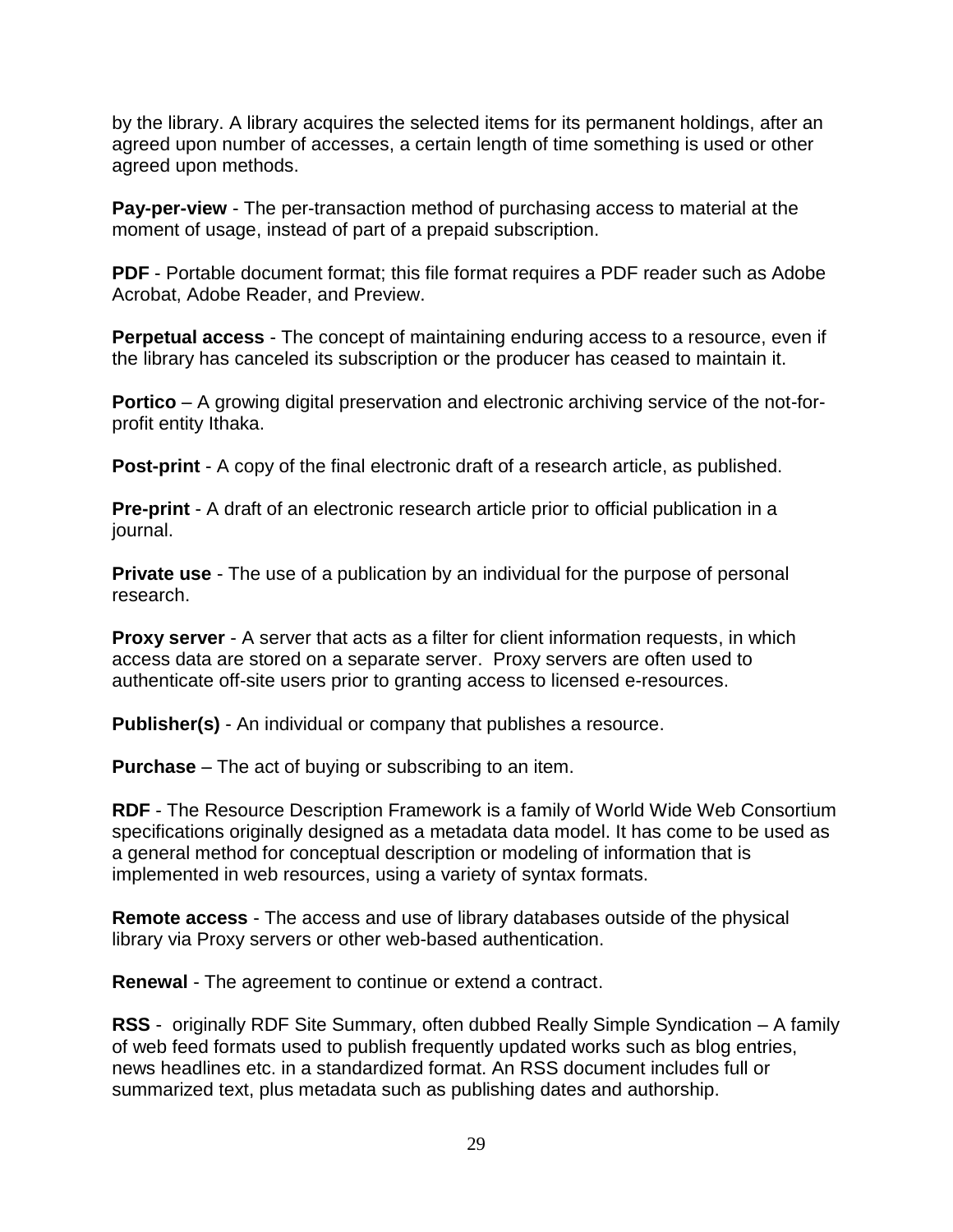by the library. A library acquires the selected items for its permanent holdings, after an agreed upon number of accesses, a certain length of time something is used or other agreed upon methods.

**Pay-per-view** - The per-transaction method of purchasing access to material at the moment of usage, instead of part of a prepaid subscription.

**PDF** - Portable document format; this file format requires a PDF reader such as Adobe Acrobat, Adobe Reader, and Preview.

**Perpetual access** - The concept of maintaining enduring access to a resource, even if the library has canceled its subscription or the producer has ceased to maintain it.

**Portico** – A growing digital preservation and electronic archiving service of the not-for-profit entity Ithaka.

**Post-print** - A copy of the final electronic draft of a research article, as published.

**Pre-print** - A draft of an electronic research article prior to official publication in a journal.

**Private use** - The use of a publication by an individual for the purpose of personal research.

**Proxy server** - A server that acts as a filter for client information requests, in which access data are stored on a separate server. Proxy servers are often used to authenticate off-site users prior to granting access to licensed e-resources.

**Publisher(s)** - An individual or company that publishes a resource.

**Purchase** – The act of buying or subscribing to an item.

**RDF** - The Resource Description Framework is a family of World Wide Web Consortium specifications originally designed as a metadata data model. It has come to be used as a general method for conceptual description or modeling of information that is implemented in web resources, using a variety of syntax formats.

**Remote access** - The access and use of library databases outside of the physical library via Proxy servers or other web-based authentication.

**Renewal** - The agreement to continue or extend a contract.

**RSS** - originally RDF Site Summary, often dubbed Really Simple Syndication – A family of web feed formats used to publish frequently updated works such as blog entries, news headlines etc. in a standardized format. An RSS document includes full or summarized text, plus metadata such as publishing dates and authorship.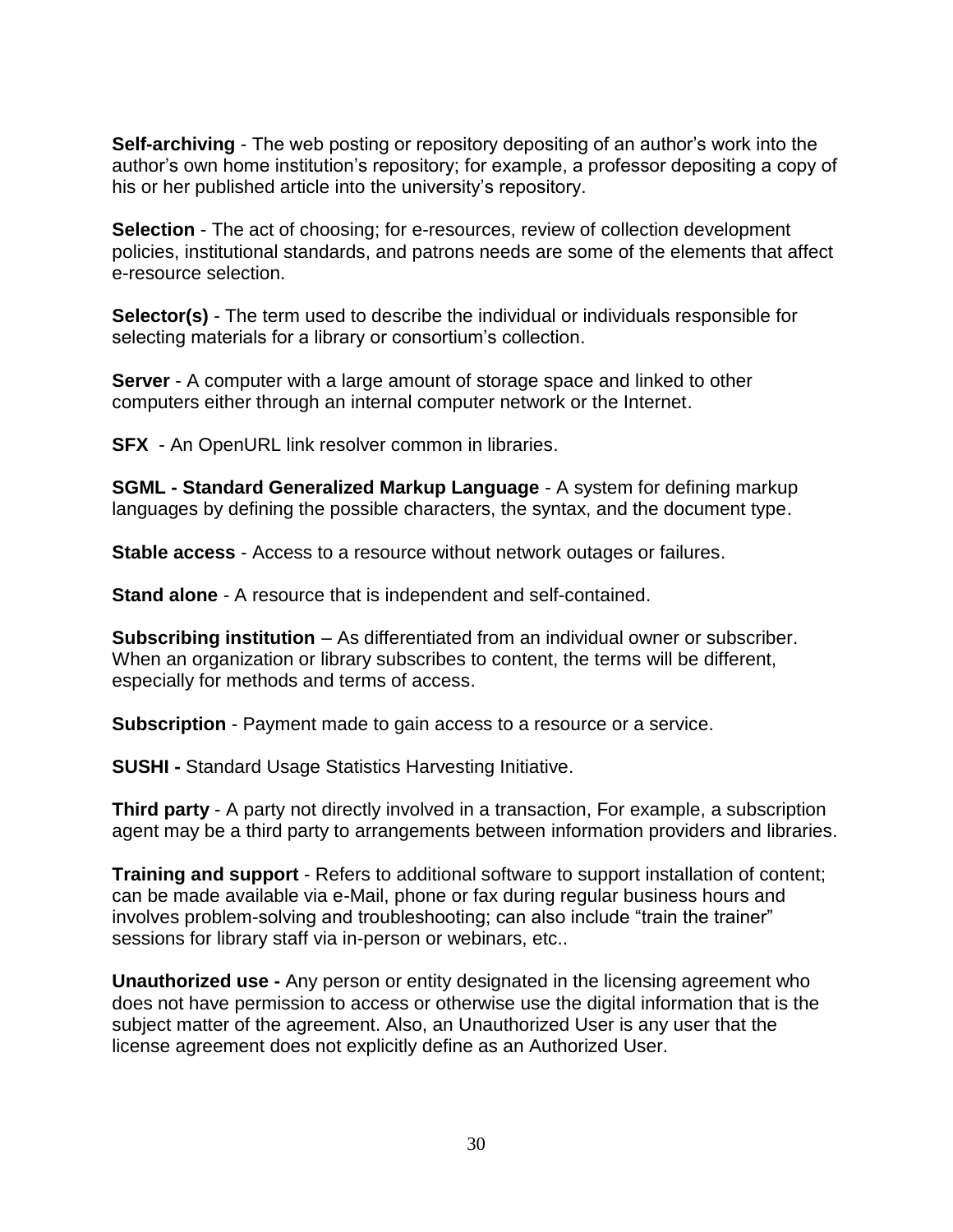**Self-archiving** - The web posting or repository depositing of an author's work into the author's own home institution's repository; for example, a professor depositing a copy of his or her published article into the university's repository.

**Selection** - The act of choosing; for e-resources, review of collection development policies, institutional standards, and patrons needs are some of the elements that affect e-resource selection.

**Selector(s)** - The term used to describe the individual or individuals responsible for selecting materials for a library or consortium's collection.

**Server** - A computer with a large amount of storage space and linked to other computers either through an internal computer network or the Internet.

**SFX** - An OpenURL link resolver common in libraries.

**SGML - Standard Generalized Markup Language** - A system for defining markup languages by defining the possible characters, the syntax, and the document type.

**Stable access** - Access to a resource without network outages or failures.

**Stand alone** - A resource that is independent and self-contained.

**Subscribing institution** – As differentiated from an individual owner or subscriber. When an organization or library subscribes to content, the terms will be different, especially for methods and terms of access.

**Subscription** - Payment made to gain access to a resource or a service.

**SUSHI -** Standard Usage Statistics Harvesting Initiative.

**Third party** - A party not directly involved in a transaction, For example, a subscription agent may be a third party to arrangements between information providers and libraries.

**Training and support** - Refers to additional software to support installation of content; can be made available via e-Mail, phone or fax during regular business hours and involves problem-solving and troubleshooting; can also include "train the trainer" sessions for library staff via in-person or webinars, etc..

**Unauthorized use -** Any person or entity designated in the licensing agreement who does not have permission to access or otherwise use the digital information that is the subject matter of the agreement. Also, an Unauthorized User is any user that the license agreement does not explicitly define as an Authorized User.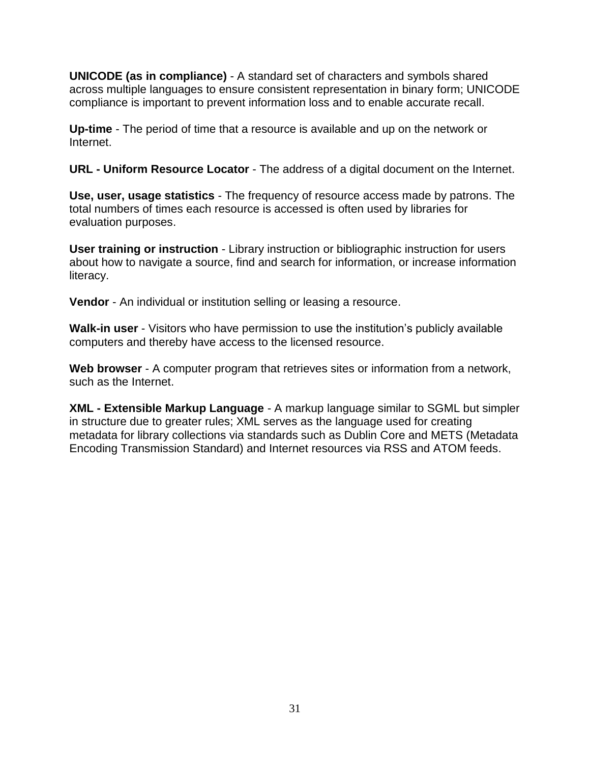**UNICODE (as in compliance)** - A standard set of characters and symbols shared across multiple languages to ensure consistent representation in binary form; UNICODE compliance is important to prevent information loss and to enable accurate recall.

**Up-time** - The period of time that a resource is available and up on the network or Internet.

**URL - Uniform Resource Locator** - The address of a digital document on the Internet.

**Use, user, usage statistics** - The frequency of resource access made by patrons. The total numbers of times each resource is accessed is often used by libraries for evaluation purposes.

**User training or instruction** - Library instruction or bibliographic instruction for users about how to navigate a source, find and search for information, or increase information literacy.

**Vendor** - An individual or institution selling or leasing a resource.

**Walk-in user** - Visitors who have permission to use the institution's publicly available computers and thereby have access to the licensed resource.

**Web browser** - A computer program that retrieves sites or information from a network, such as the Internet.

**XML - Extensible Markup Language** - A markup language similar to SGML but simpler in structure due to greater rules; XML serves as the language used for creating metadata for library collections via standards such as Dublin Core and METS (Metadata Encoding Transmission Standard) and Internet resources via RSS and ATOM feeds.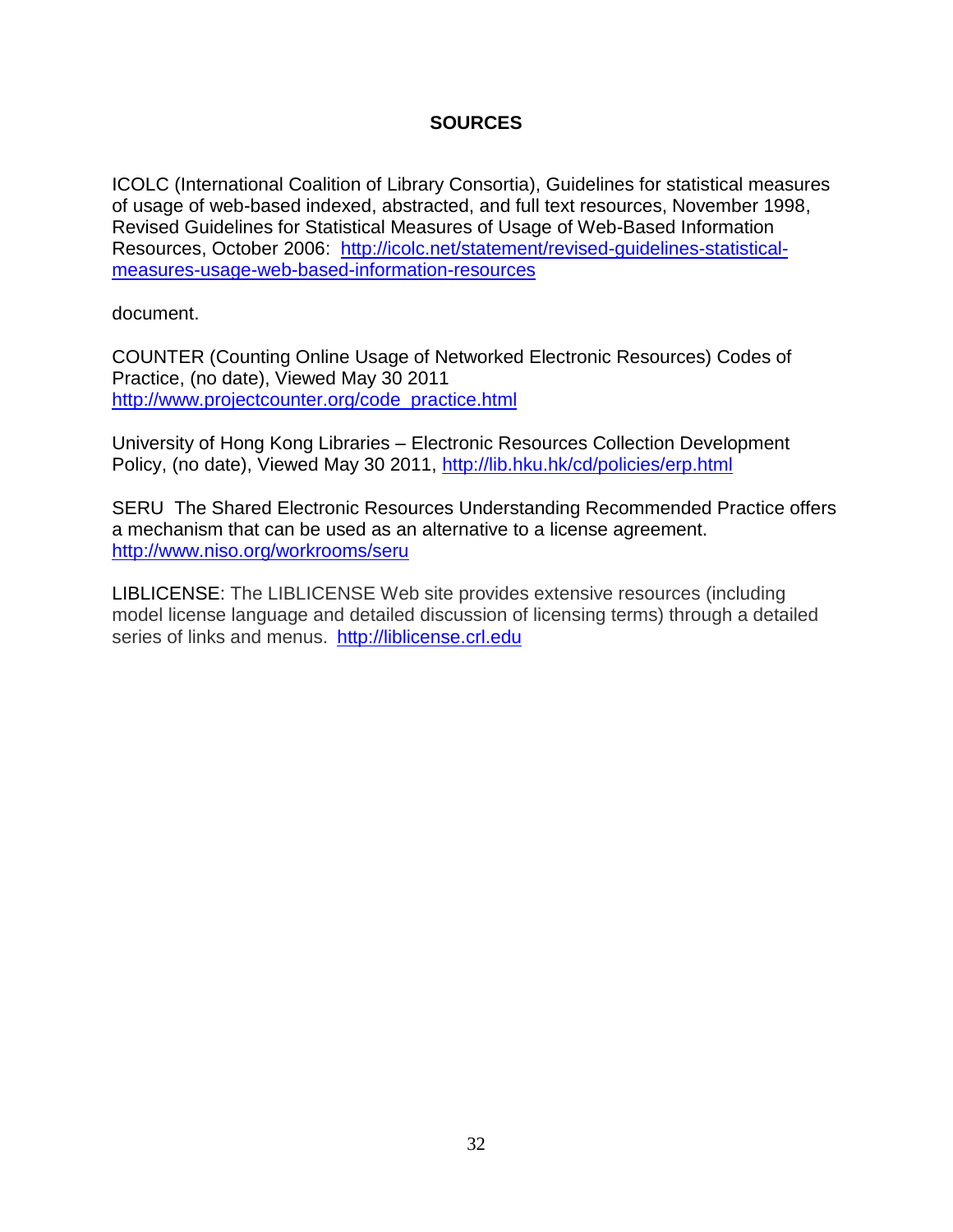# SOURCES

ICOLC (International Coalition of Library Consortia), Guidelines for statistical measures of usage of web-based indexed, abstracted, and full text resources, November 1998, Revised Guidelines for Statistical Measures of Usage of Web-Based Information Resources, October 2006: http://icolc.net/statement/revised-guidelines-statistical-measures-usage-web-based-information-resources

document.

COUNTER (Counting Online Usage of Networked Electronic Resources) Codes of Practice, (no date), Viewed May 30 2011 http://www.projectcounter.org/code_practice.html

University of Hong Kong Libraries – Electronic Resources Collection Development Policy, (no date), Viewed May 30 2011, http://lib.hku.hk/cd/policies/erp.html

SERU The Shared Electronic Resources Understanding Recommended Practice offers a mechanism that can be used as an alternative to a license agreement. http://www.niso.org/workrooms/seru

LIBLICENSE: The LIBLICENSE Web site provides extensive resources (including model license language and detailed discussion of licensing terms) through a detailed series of links and menus. http://liblicense.crl.edu